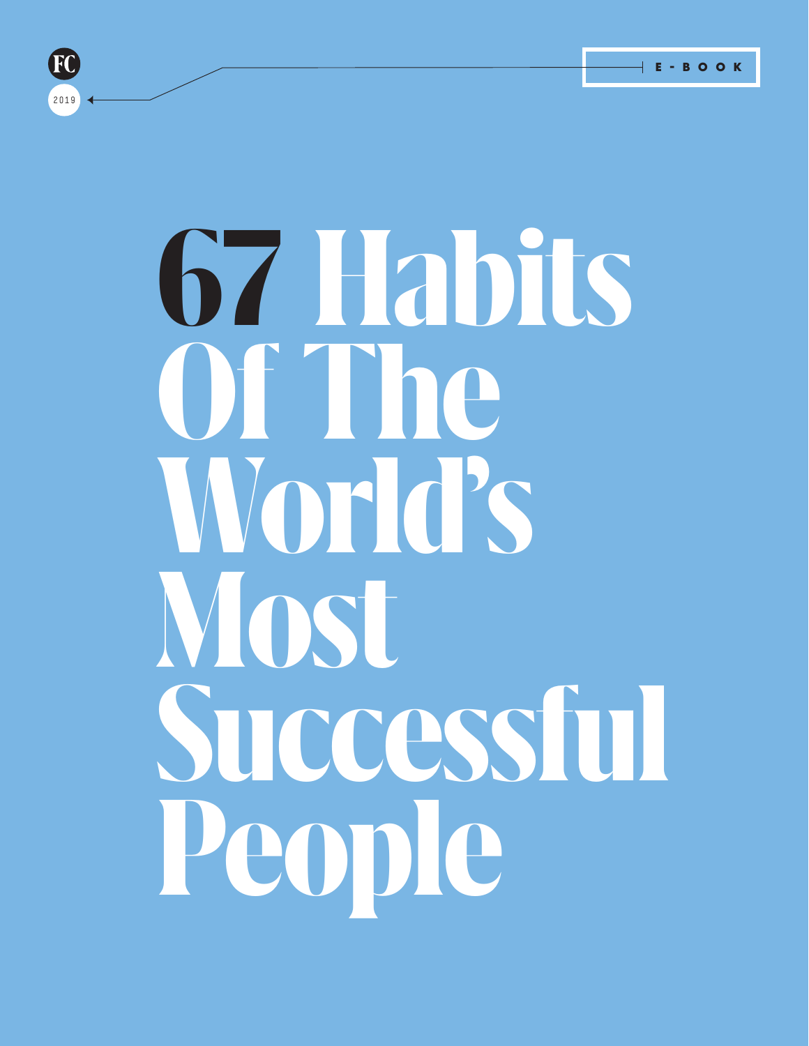FC

2019

E-BOOK

# 67 Habits Of The World's Most Successful People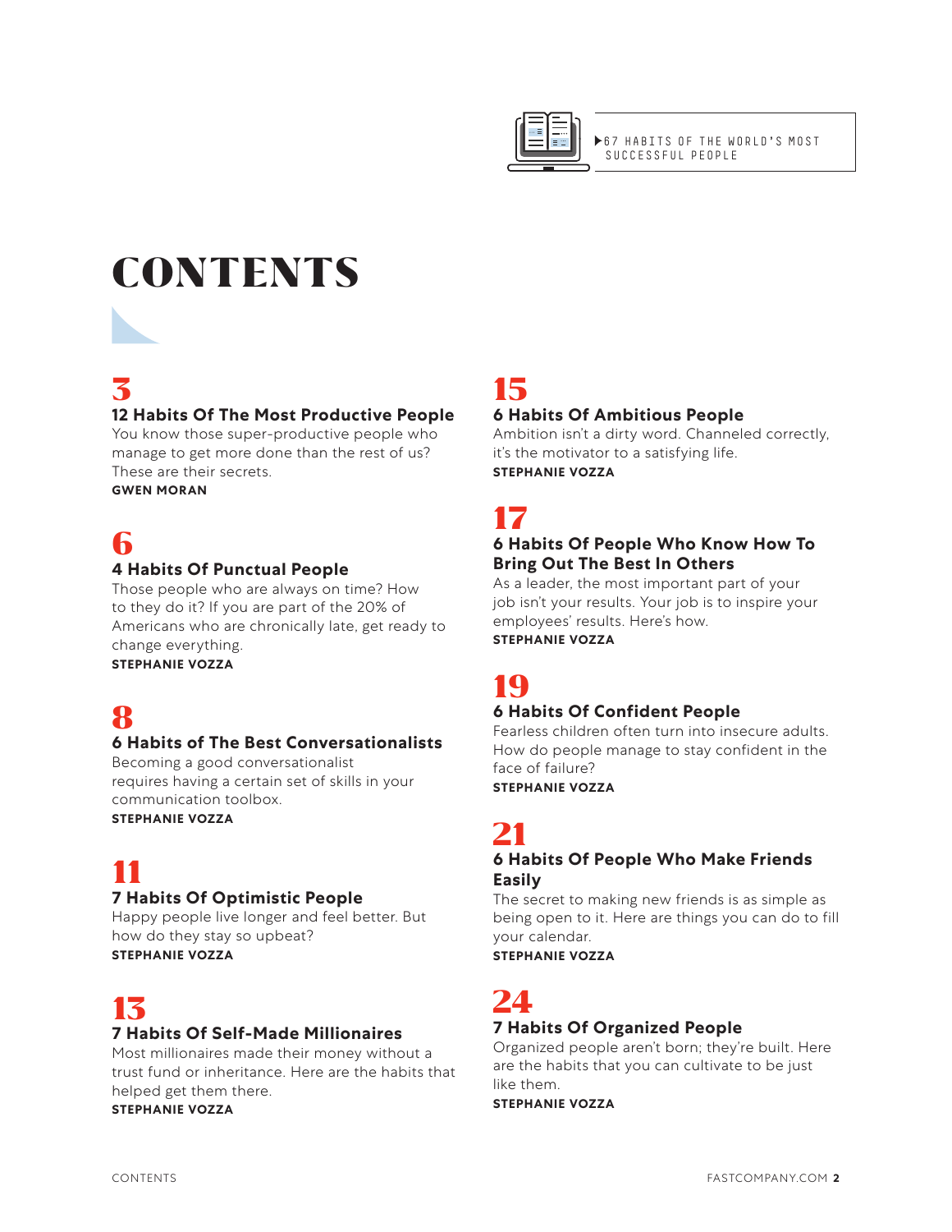# CONTENTS

**3**
### 12 Habits Of The Most Productive People
You know those super-productive people who manage to get more done than the rest of us? These are their secrets.
**GWEN MORAN**

**6**
### 4 Habits Of Punctual People
Those people who are always on time? How to they do it? If you are part of the 20% of Americans who are chronically late, get ready to change everything.
**STEPHANIE VOZZA**

**8**
### 6 Habits of The Best Conversationalists
Becoming a good conversationalist requires having a certain set of skills in your communication toolbox.
**STEPHANIE VOZZA**

**11**
### 7 Habits Of Optimistic People
Happy people live longer and feel better. But how do they stay so upbeat?
**STEPHANIE VOZZA**

**13**
### 7 Habits Of Self-Made Millionaires
Most millionaires made their money without a trust fund or inheritance. Here are the habits that helped get them there.
**STEPHANIE VOZZA**

**15**
### 6 Habits Of Ambitious People
Ambition isn't a dirty word. Channeled correctly, it's the motivator to a satisfying life.
**STEPHANIE VOZZA**

**17**
### 6 Habits Of People Who Know How To Bring Out The Best In Others
As a leader, the most important part of your job isn't your results. Your job is to inspire your employees' results. Here's how.
**STEPHANIE VOZZA**

**19**
### 6 Habits Of Confident People
Fearless children often turn into insecure adults. How do people manage to stay confident in the face of failure?
**STEPHANIE VOZZA**

**21**
### 6 Habits Of People Who Make Friends Easily
The secret to making new friends is as simple as being open to it. Here are things you can do to fill your calendar.
**STEPHANIE VOZZA**

**24**
### 7 Habits Of Organized People
Organized people aren't born; they're built. Here are the habits that you can cultivate to be just like them.
**STEPHANIE VOZZA**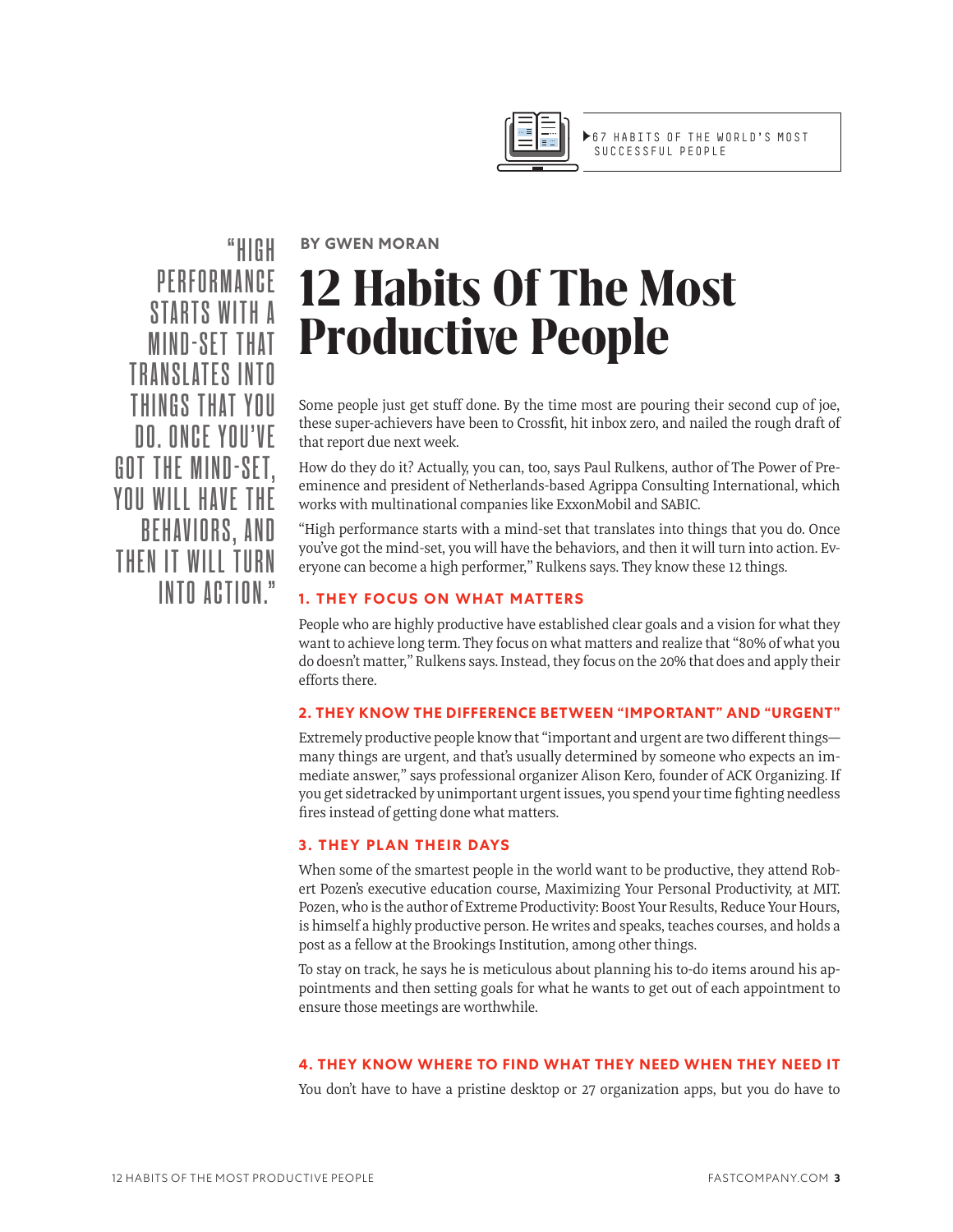"HIGH PERFORMANCE STARTS WITH A MIND-SET THAT TRANSLATES INTO THINGS THAT YOU DO. ONCE YOU'VE GOT THE MIND-SET, YOU WILL HAVE THE BEHAVIORS, AND THEN IT WILL TURN INTO ACTION."

**BY GWEN MORAN**

# 12 Habits Of The Most Productive People

Some people just get stuff done. By the time most are pouring their second cup of joe, these super-achievers have been to Crossfit, hit inbox zero, and nailed the rough draft of that report due next week.

How do they do it? Actually, you can, too, says Paul Rulkens, author of The Power of Preeminence and president of Netherlands-based Agrippa Consulting International, which works with multinational companies like ExxonMobil and SABIC.

"High performance starts with a mind-set that translates into things that you do. Once you've got the mind-set, you will have the behaviors, and then it will turn into action. Everyone can become a high performer," Rulkens says. They know these 12 things.

### 1. THEY FOCUS ON WHAT MATTERS

People who are highly productive have established clear goals and a vision for what they want to achieve long term. They focus on what matters and realize that "80% of what you do doesn't matter," Rulkens says. Instead, they focus on the 20% that does and apply their efforts there.

### 2. THEY KNOW THE DIFFERENCE BETWEEN "IMPORTANT" AND "URGENT"

Extremely productive people know that "important and urgent are two different things—many things are urgent, and that's usually determined by someone who expects an immediate answer," says professional organizer Alison Kero, founder of ACK Organizing. If you get sidetracked by unimportant urgent issues, you spend your time fighting needless fires instead of getting done what matters.

### 3. THEY PLAN THEIR DAYS

When some of the smartest people in the world want to be productive, they attend Robert Pozen's executive education course, Maximizing Your Personal Productivity, at MIT. Pozen, who is the author of Extreme Productivity: Boost Your Results, Reduce Your Hours, is himself a highly productive person. He writes and speaks, teaches courses, and holds a post as a fellow at the Brookings Institution, among other things.

To stay on track, he says he is meticulous about planning his to-do items around his appointments and then setting goals for what he wants to get out of each appointment to ensure those meetings are worthwhile.

### 4. THEY KNOW WHERE TO FIND WHAT THEY NEED WHEN THEY NEED IT

You don't have to have a pristine desktop or 27 organization apps, but you do have to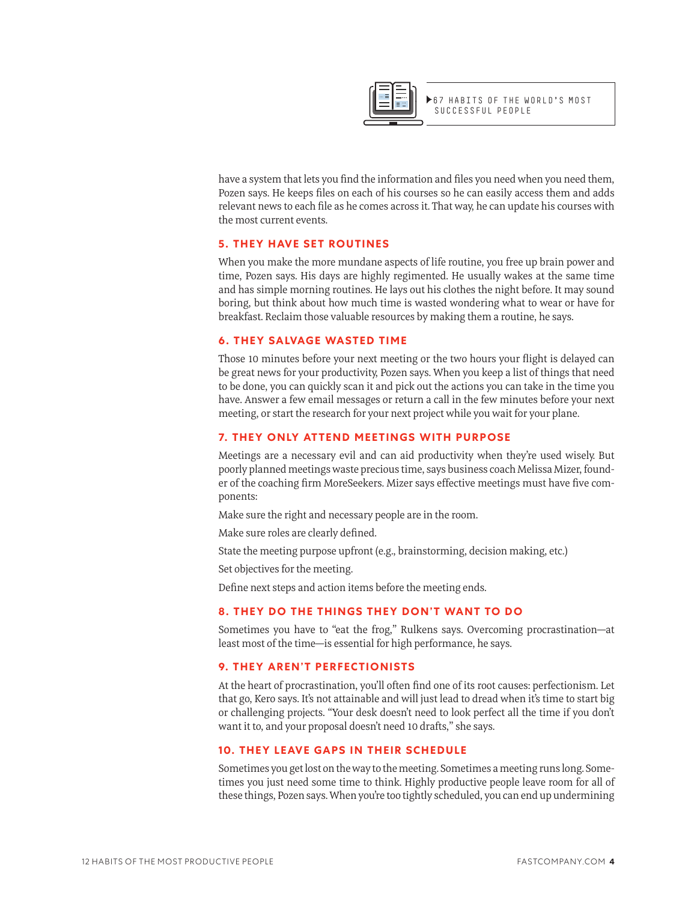have a system that lets you find the information and files you need when you need them, Pozen says. He keeps files on each of his courses so he can easily access them and adds relevant news to each file as he comes across it. That way, he can update his courses with the most current events.

### 5. THEY HAVE SET ROUTINES

When you make the more mundane aspects of life routine, you free up brain power and time, Pozen says. His days are highly regimented. He usually wakes at the same time and has simple morning routines. He lays out his clothes the night before. It may sound boring, but think about how much time is wasted wondering what to wear or have for breakfast. Reclaim those valuable resources by making them a routine, he says.

### 6. THEY SALVAGE WASTED TIME

Those 10 minutes before your next meeting or the two hours your flight is delayed can be great news for your productivity, Pozen says. When you keep a list of things that need to be done, you can quickly scan it and pick out the actions you can take in the time you have. Answer a few email messages or return a call in the few minutes before your next meeting, or start the research for your next project while you wait for your plane.

### 7. THEY ONLY ATTEND MEETINGS WITH PURPOSE

Meetings are a necessary evil and can aid productivity when they're used wisely. But poorly planned meetings waste precious time, says business coach Melissa Mizer, founder of the coaching firm MoreSeekers. Mizer says effective meetings must have five components:

Make sure the right and necessary people are in the room.

Make sure roles are clearly defined.

State the meeting purpose upfront (e.g., brainstorming, decision making, etc.)

Set objectives for the meeting.

Define next steps and action items before the meeting ends.

### 8. THEY DO THE THINGS THEY DON'T WANT TO DO

Sometimes you have to "eat the frog," Rulkens says. Overcoming procrastination—at least most of the time—is essential for high performance, he says.

### 9. THEY AREN'T PERFECTIONISTS

At the heart of procrastination, you'll often find one of its root causes: perfectionism. Let that go, Kero says. It's not attainable and will just lead to dread when it's time to start big or challenging projects. "Your desk doesn't need to look perfect all the time if you don't want it to, and your proposal doesn't need 10 drafts," she says.

### 10. THEY LEAVE GAPS IN THEIR SCHEDULE

Sometimes you get lost on the way to the meeting. Sometimes a meeting runs long. Sometimes you just need some time to think. Highly productive people leave room for all of these things, Pozen says. When you're too tightly scheduled, you can end up undermining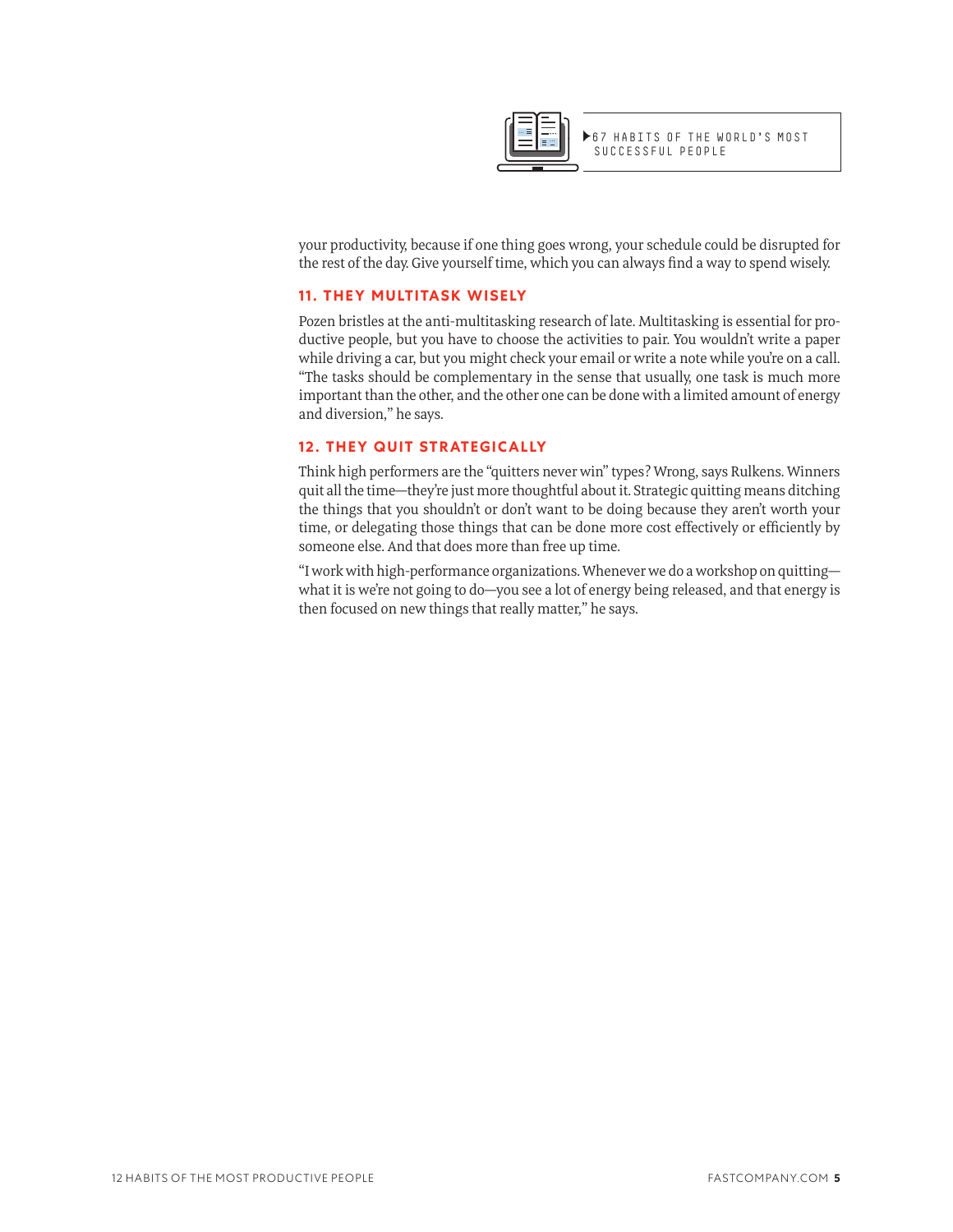▶67 HABITS OF THE WORLD'S MOST SUCCESSFUL PEOPLE

your productivity, because if one thing goes wrong, your schedule could be disrupted for the rest of the day. Give yourself time, which you can always find a way to spend wisely.

### 11. THEY MULTITASK WISELY

Pozen bristles at the anti-multitasking research of late. Multitasking is essential for productive people, but you have to choose the activities to pair. You wouldn't write a paper while driving a car, but you might check your email or write a note while you're on a call. "The tasks should be complementary in the sense that usually, one task is much more important than the other, and the other one can be done with a limited amount of energy and diversion," he says.

### 12. THEY QUIT STRATEGICALLY

Think high performers are the "quitters never win" types? Wrong, says Rulkens. Winners quit all the time—they're just more thoughtful about it. Strategic quitting means ditching the things that you shouldn't or don't want to be doing because they aren't worth your time, or delegating those things that can be done more cost effectively or efficiently by someone else. And that does more than free up time.

"I work with high-performance organizations. Whenever we do a workshop on quitting—what it is we're not going to do—you see a lot of energy being released, and that energy is then focused on new things that really matter," he says.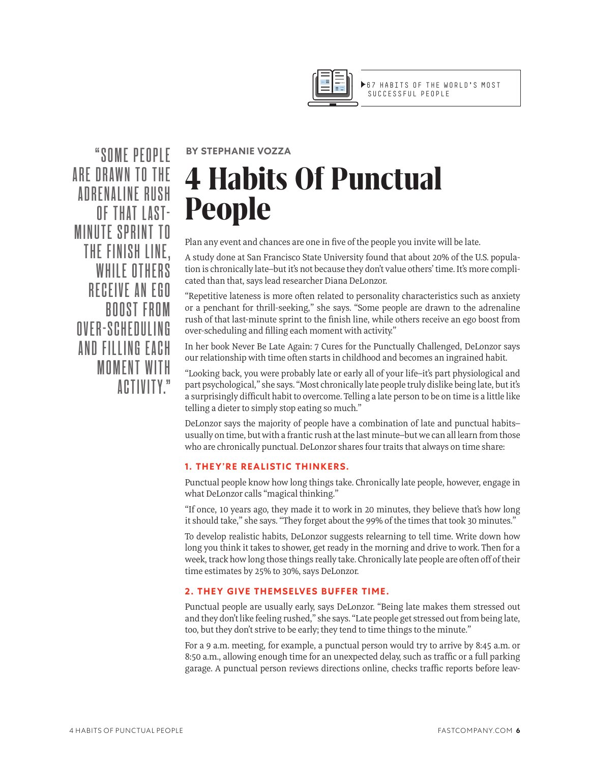BY STEPHANIE VOZZA

# 4 Habits Of Punctual People

> "SOME PEOPLE ARE DRAWN TO THE ADRENALINE RUSH OF THAT LAST-MINUTE SPRINT TO THE FINISH LINE, WHILE OTHERS RECEIVE AN EGO BOOST FROM OVER-SCHEDULING AND FILLING EACH MOMENT WITH ACTIVITY."

Plan any event and chances are one in five of the people you invite will be late.

A study done at San Francisco State University found that about 20% of the U.S. population is chronically late–but it's not because they don't value others' time. It's more complicated than that, says lead researcher Diana DeLonzor.

"Repetitive lateness is more often related to personality characteristics such as anxiety or a penchant for thrill-seeking," she says. "Some people are drawn to the adrenaline rush of that last-minute sprint to the finish line, while others receive an ego boost from over-scheduling and filling each moment with activity."

In her book Never Be Late Again: 7 Cures for the Punctually Challenged, DeLonzor says our relationship with time often starts in childhood and becomes an ingrained habit.

"Looking back, you were probably late or early all of your life–it's part physiological and part psychological," she says. "Most chronically late people truly dislike being late, but it's a surprisingly difficult habit to overcome. Telling a late person to be on time is a little like telling a dieter to simply stop eating so much."

DeLonzor says the majority of people have a combination of late and punctual habits–usually on time, but with a frantic rush at the last minute–but we can all learn from those who are chronically punctual. DeLonzor shares four traits that always on time share:

### 1. THEY'RE REALISTIC THINKERS.

Punctual people know how long things take. Chronically late people, however, engage in what DeLonzor calls "magical thinking."

"If once, 10 years ago, they made it to work in 20 minutes, they believe that's how long it should take," she says. "They forget about the 99% of the times that took 30 minutes."

To develop realistic habits, DeLonzor suggests relearning to tell time. Write down how long you think it takes to shower, get ready in the morning and drive to work. Then for a week, track how long those things really take. Chronically late people are often off of their time estimates by 25% to 30%, says DeLonzor.

### 2. THEY GIVE THEMSELVES BUFFER TIME.

Punctual people are usually early, says DeLonzor. "Being late makes them stressed out and they don't like feeling rushed," she says. "Late people get stressed out from being late, too, but they don't strive to be early; they tend to time things to the minute."

For a 9 a.m. meeting, for example, a punctual person would try to arrive by 8:45 a.m. or 8:50 a.m., allowing enough time for an unexpected delay, such as traffic or a full parking garage. A punctual person reviews directions online, checks traffic reports before leav-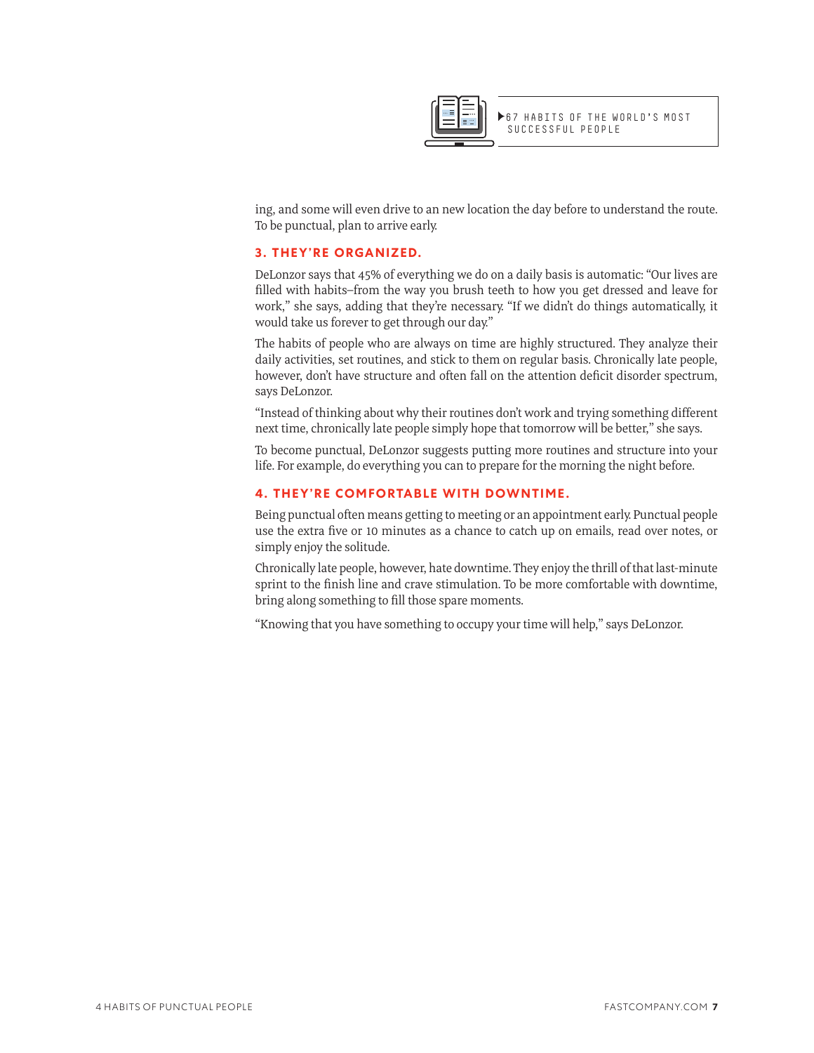ing, and some will even drive to an new location the day before to understand the route. To be punctual, plan to arrive early.

### 3. THEY'RE ORGANIZED.

DeLonzor says that 45% of everything we do on a daily basis is automatic: "Our lives are filled with habits–from the way you brush teeth to how you get dressed and leave for work," she says, adding that they're necessary. "If we didn't do things automatically, it would take us forever to get through our day."

The habits of people who are always on time are highly structured. They analyze their daily activities, set routines, and stick to them on regular basis. Chronically late people, however, don't have structure and often fall on the attention deficit disorder spectrum, says DeLonzor.

"Instead of thinking about why their routines don't work and trying something different next time, chronically late people simply hope that tomorrow will be better," she says.

To become punctual, DeLonzor suggests putting more routines and structure into your life. For example, do everything you can to prepare for the morning the night before.

### 4. THEY'RE COMFORTABLE WITH DOWNTIME.

Being punctual often means getting to meeting or an appointment early. Punctual people use the extra five or 10 minutes as a chance to catch up on emails, read over notes, or simply enjoy the solitude.

Chronically late people, however, hate downtime. They enjoy the thrill of that last-minute sprint to the finish line and crave stimulation. To be more comfortable with downtime, bring along something to fill those spare moments.

"Knowing that you have something to occupy your time will help," says DeLonzor.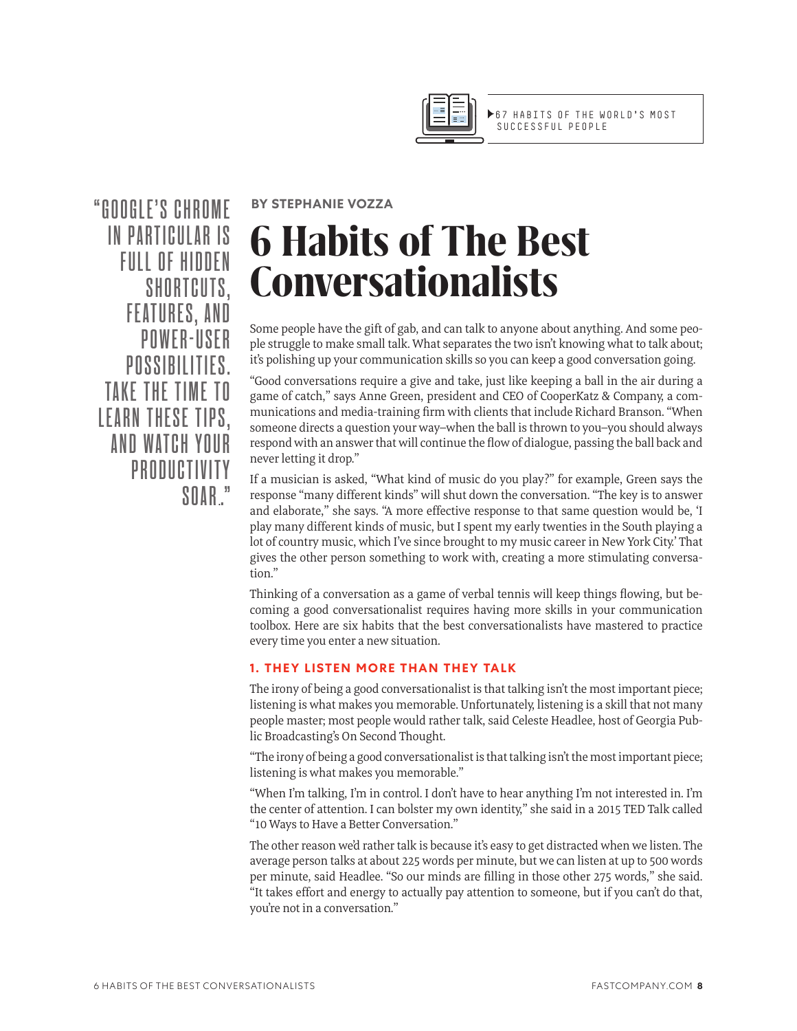"GOOGLE'S CHROME IN PARTICULAR IS FULL OF HIDDEN SHORTCUTS, FEATURES, AND POWER-USER POSSIBILITIES. TAKE THE TIME TO LEARN THESE TIPS, AND WATCH YOUR PRODUCTIVITY SOAR."

**BY STEPHANIE VOZZA**

# 6 Habits of The Best Conversationalists

Some people have the gift of gab, and can talk to anyone about anything. And some people struggle to make small talk. What separates the two isn't knowing what to talk about; it's polishing up your communication skills so you can keep a good conversation going.

"Good conversations require a give and take, just like keeping a ball in the air during a game of catch," says Anne Green, president and CEO of CooperKatz & Company, a communications and media-training firm with clients that include Richard Branson. "When someone directs a question your way–when the ball is thrown to you–you should always respond with an answer that will continue the flow of dialogue, passing the ball back and never letting it drop."

If a musician is asked, "What kind of music do you play?" for example, Green says the response "many different kinds" will shut down the conversation. "The key is to answer and elaborate," she says. "A more effective response to that same question would be, 'I play many different kinds of music, but I spent my early twenties in the South playing a lot of country music, which I've since brought to my music career in New York City.' That gives the other person something to work with, creating a more stimulating conversation."

Thinking of a conversation as a game of verbal tennis will keep things flowing, but becoming a good conversationalist requires having more skills in your communication toolbox. Here are six habits that the best conversationalists have mastered to practice every time you enter a new situation.

### 1. THEY LISTEN MORE THAN THEY TALK

The irony of being a good conversationalist is that talking isn't the most important piece; listening is what makes you memorable. Unfortunately, listening is a skill that not many people master; most people would rather talk, said Celeste Headlee, host of Georgia Public Broadcasting's On Second Thought.

"The irony of being a good conversationalist is that talking isn't the most important piece; listening is what makes you memorable."

"When I'm talking, I'm in control. I don't have to hear anything I'm not interested in. I'm the center of attention. I can bolster my own identity," she said in a 2015 TED Talk called "10 Ways to Have a Better Conversation."

The other reason we'd rather talk is because it's easy to get distracted when we listen. The average person talks at about 225 words per minute, but we can listen at up to 500 words per minute, said Headlee. "So our minds are filling in those other 275 words," she said. "It takes effort and energy to actually pay attention to someone, but if you can't do that, you're not in a conversation."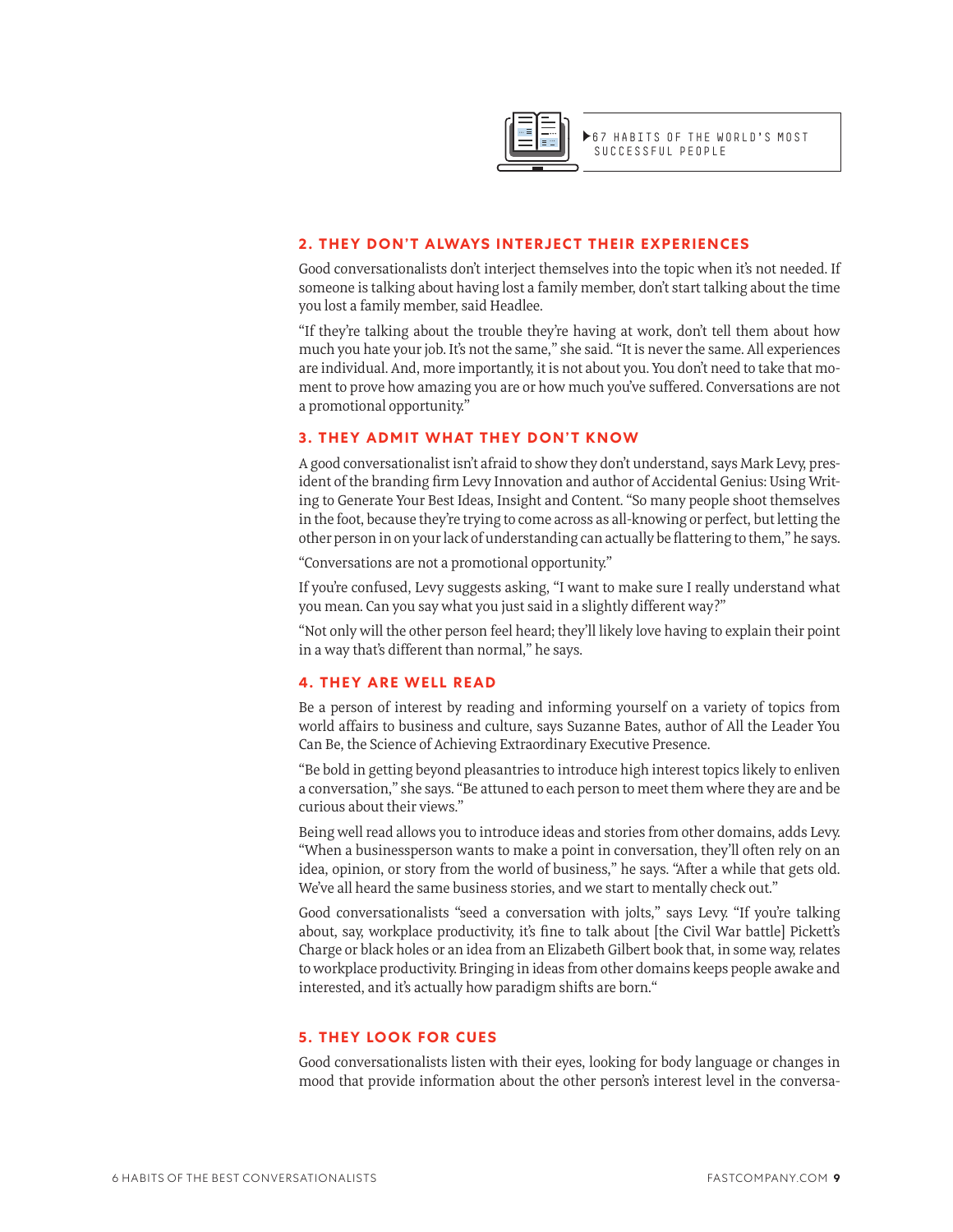▶67 HABITS OF THE WORLD'S MOST SUCCESSFUL PEOPLE

### 2. THEY DON'T ALWAYS INTERJECT THEIR EXPERIENCES

Good conversationalists don't interject themselves into the topic when it's not needed. If someone is talking about having lost a family member, don't start talking about the time you lost a family member, said Headlee.

"If they're talking about the trouble they're having at work, don't tell them about how much you hate your job. It's not the same," she said. "It is never the same. All experiences are individual. And, more importantly, it is not about you. You don't need to take that moment to prove how amazing you are or how much you've suffered. Conversations are not a promotional opportunity."

### 3. THEY ADMIT WHAT THEY DON'T KNOW

A good conversationalist isn't afraid to show they don't understand, says Mark Levy, president of the branding firm Levy Innovation and author of Accidental Genius: Using Writing to Generate Your Best Ideas, Insight and Content. "So many people shoot themselves in the foot, because they're trying to come across as all-knowing or perfect, but letting the other person in on your lack of understanding can actually be flattering to them," he says.

"Conversations are not a promotional opportunity."

If you're confused, Levy suggests asking, "I want to make sure I really understand what you mean. Can you say what you just said in a slightly different way?"

"Not only will the other person feel heard; they'll likely love having to explain their point in a way that's different than normal," he says.

### 4. THEY ARE WELL READ

Be a person of interest by reading and informing yourself on a variety of topics from world affairs to business and culture, says Suzanne Bates, author of All the Leader You Can Be, the Science of Achieving Extraordinary Executive Presence.

"Be bold in getting beyond pleasantries to introduce high interest topics likely to enliven a conversation," she says. "Be attuned to each person to meet them where they are and be curious about their views."

Being well read allows you to introduce ideas and stories from other domains, adds Levy. "When a businessperson wants to make a point in conversation, they'll often rely on an idea, opinion, or story from the world of business," he says. "After a while that gets old. We've all heard the same business stories, and we start to mentally check out."

Good conversationalists "seed a conversation with jolts," says Levy. "If you're talking about, say, workplace productivity, it's fine to talk about [the Civil War battle] Pickett's Charge or black holes or an idea from an Elizabeth Gilbert book that, in some way, relates to workplace productivity. Bringing in ideas from other domains keeps people awake and interested, and it's actually how paradigm shifts are born."

### 5. THEY LOOK FOR CUES

Good conversationalists listen with their eyes, looking for body language or changes in mood that provide information about the other person's interest level in the conversa-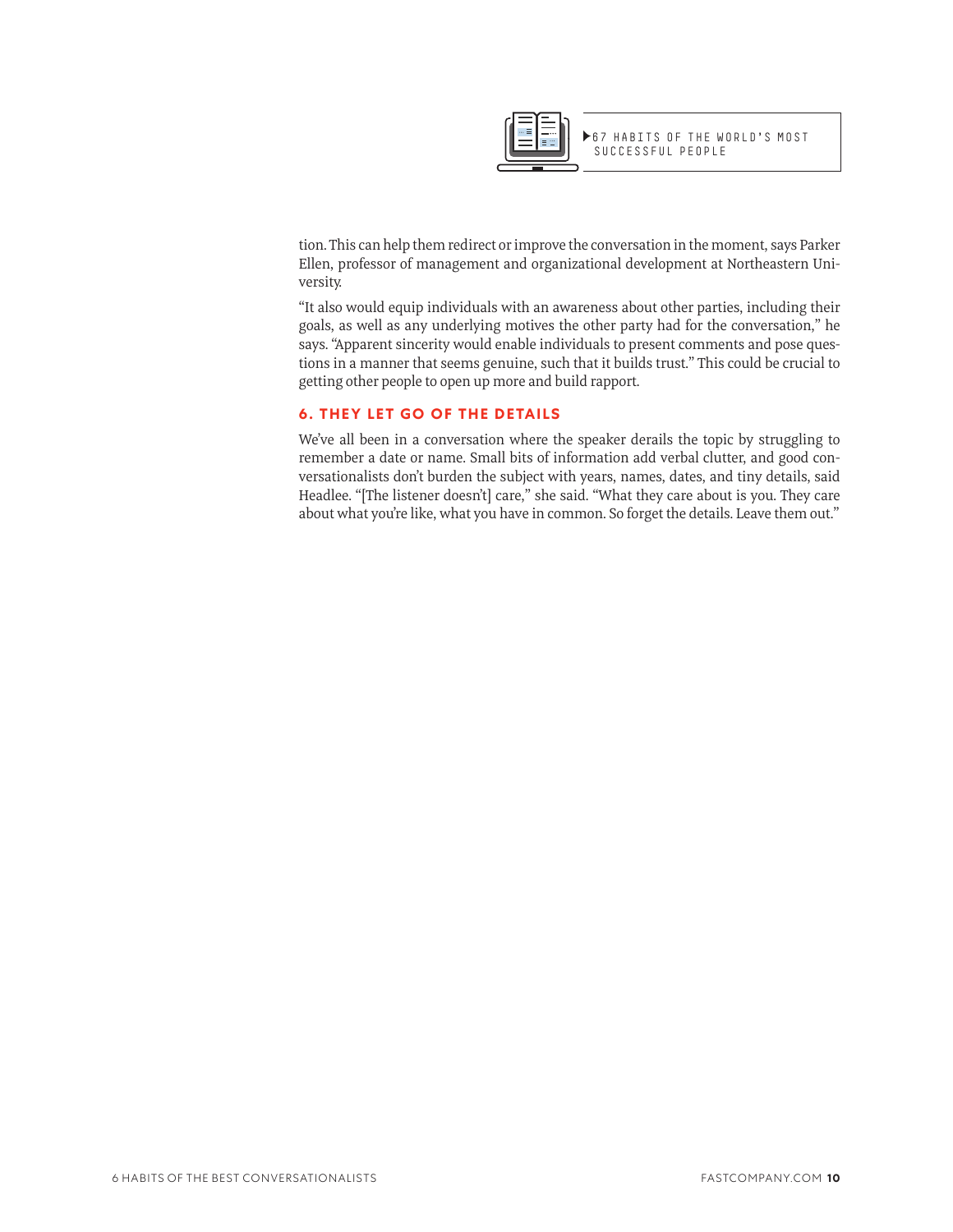▶67 HABITS OF THE WORLD'S MOST SUCCESSFUL PEOPLE

tion. This can help them redirect or improve the conversation in the moment, says Parker Ellen, professor of management and organizational development at Northeastern University.

"It also would equip individuals with an awareness about other parties, including their goals, as well as any underlying motives the other party had for the conversation," he says. "Apparent sincerity would enable individuals to present comments and pose questions in a manner that seems genuine, such that it builds trust." This could be crucial to getting other people to open up more and build rapport.

## 6. THEY LET GO OF THE DETAILS

We've all been in a conversation where the speaker derails the topic by struggling to remember a date or name. Small bits of information add verbal clutter, and good conversationalists don't burden the subject with years, names, dates, and tiny details, said Headlee. "[The listener doesn't] care," she said. "What they care about is you. They care about what you're like, what you have in common. So forget the details. Leave them out."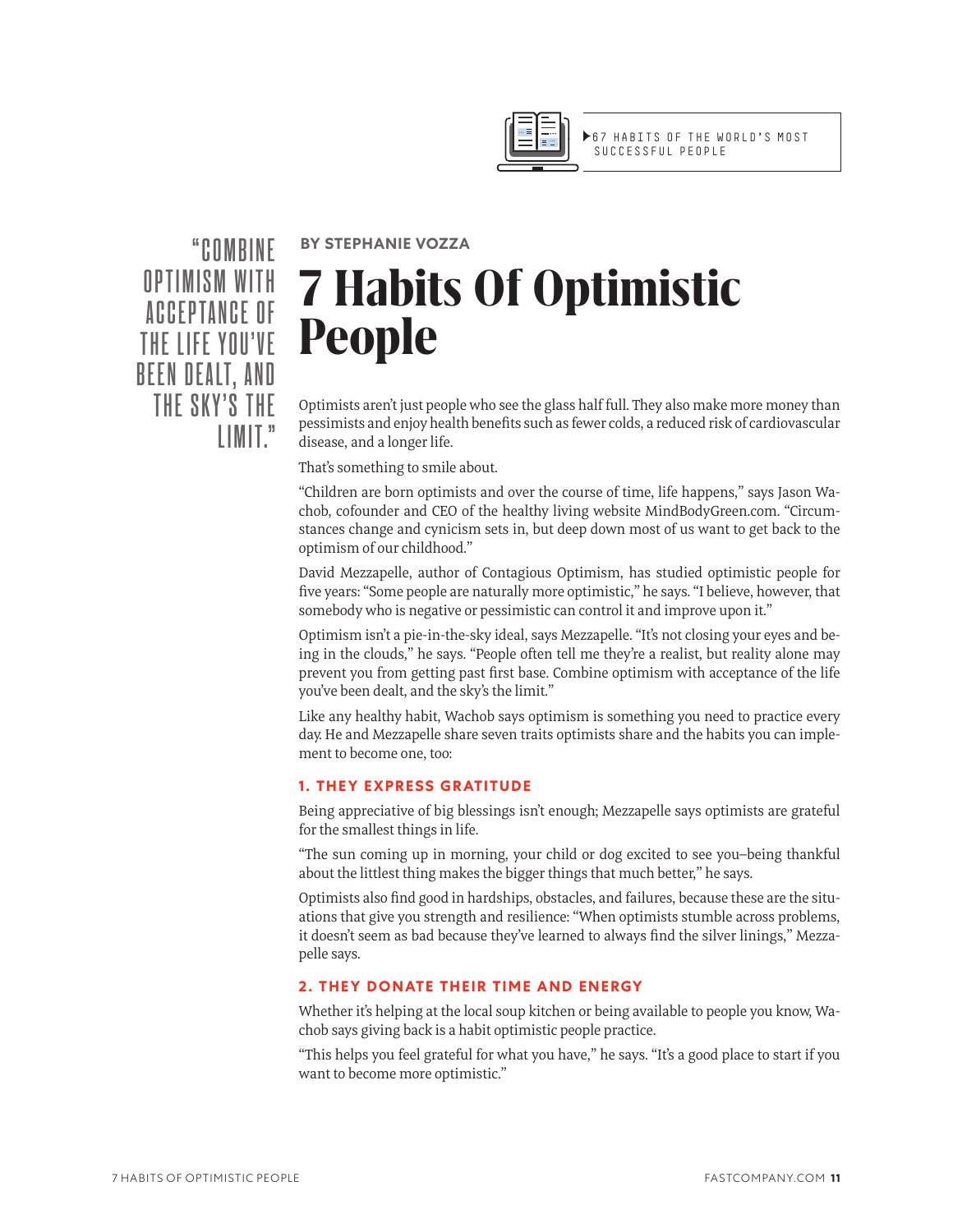"COMBINE OPTIMISM WITH ACCEPTANCE OF THE LIFE YOU'VE BEEN DEALT, AND THE SKY'S THE LIMIT."

**BY STEPHANIE VOZZA**

# 7 Habits Of Optimistic People

Optimists aren't just people who see the glass half full. They also make more money than pessimists and enjoy health benefits such as fewer colds, a reduced risk of cardiovascular disease, and a longer life.

That's something to smile about.

"Children are born optimists and over the course of time, life happens," says Jason Wachob, cofounder and CEO of the healthy living website MindBodyGreen.com. "Circumstances change and cynicism sets in, but deep down most of us want to get back to the optimism of our childhood."

David Mezzapelle, author of Contagious Optimism, has studied optimistic people for five years: "Some people are naturally more optimistic," he says. "I believe, however, that somebody who is negative or pessimistic can control it and improve upon it."

Optimism isn't a pie-in-the-sky ideal, says Mezzapelle. "It's not closing your eyes and being in the clouds," he says. "People often tell me they're a realist, but reality alone may prevent you from getting past first base. Combine optimism with acceptance of the life you've been dealt, and the sky's the limit."

Like any healthy habit, Wachob says optimism is something you need to practice every day. He and Mezzapelle share seven traits optimists share and the habits you can implement to become one, too:

### 1. THEY EXPRESS GRATITUDE

Being appreciative of big blessings isn't enough; Mezzapelle says optimists are grateful for the smallest things in life.

"The sun coming up in morning, your child or dog excited to see you–being thankful about the littlest thing makes the bigger things that much better," he says.

Optimists also find good in hardships, obstacles, and failures, because these are the situations that give you strength and resilience: "When optimists stumble across problems, it doesn't seem as bad because they've learned to always find the silver linings," Mezzapelle says.

### 2. THEY DONATE THEIR TIME AND ENERGY

Whether it's helping at the local soup kitchen or being available to people you know, Wachob says giving back is a habit optimistic people practice.

"This helps you feel grateful for what you have," he says. "It's a good place to start if you want to become more optimistic."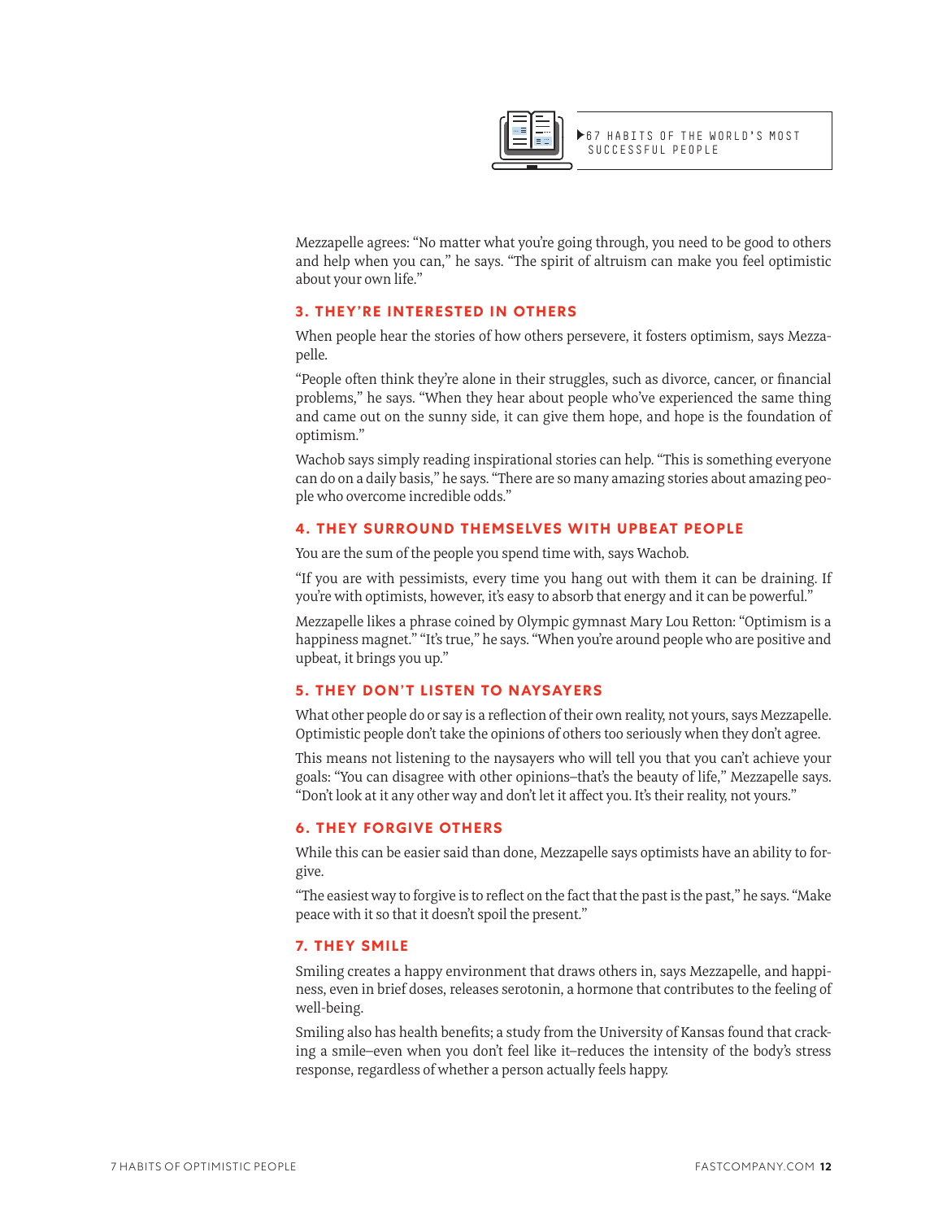Mezzapelle agrees: "No matter what you're going through, you need to be good to others and help when you can," he says. "The spirit of altruism can make you feel optimistic about your own life."

### 3. THEY'RE INTERESTED IN OTHERS

When people hear the stories of how others persevere, it fosters optimism, says Mezzapelle.

"People often think they're alone in their struggles, such as divorce, cancer, or financial problems," he says. "When they hear about people who've experienced the same thing and came out on the sunny side, it can give them hope, and hope is the foundation of optimism."

Wachob says simply reading inspirational stories can help. "This is something everyone can do on a daily basis," he says. "There are so many amazing stories about amazing people who overcome incredible odds."

### 4. THEY SURROUND THEMSELVES WITH UPBEAT PEOPLE

You are the sum of the people you spend time with, says Wachob.

"If you are with pessimists, every time you hang out with them it can be draining. If you're with optimists, however, it's easy to absorb that energy and it can be powerful."

Mezzapelle likes a phrase coined by Olympic gymnast Mary Lou Retton: "Optimism is a happiness magnet." "It's true," he says. "When you're around people who are positive and upbeat, it brings you up."

### 5. THEY DON'T LISTEN TO NAYSAYERS

What other people do or say is a reflection of their own reality, not yours, says Mezzapelle. Optimistic people don't take the opinions of others too seriously when they don't agree.

This means not listening to the naysayers who will tell you that you can't achieve your goals: "You can disagree with other opinions–that's the beauty of life," Mezzapelle says. "Don't look at it any other way and don't let it affect you. It's their reality, not yours."

### 6. THEY FORGIVE OTHERS

While this can be easier said than done, Mezzapelle says optimists have an ability to forgive.

"The easiest way to forgive is to reflect on the fact that the past is the past," he says. "Make peace with it so that it doesn't spoil the present."

### 7. THEY SMILE

Smiling creates a happy environment that draws others in, says Mezzapelle, and happiness, even in brief doses, releases serotonin, a hormone that contributes to the feeling of well-being.

Smiling also has health benefits; a study from the University of Kansas found that cracking a smile–even when you don't feel like it–reduces the intensity of the body's stress response, regardless of whether a person actually feels happy.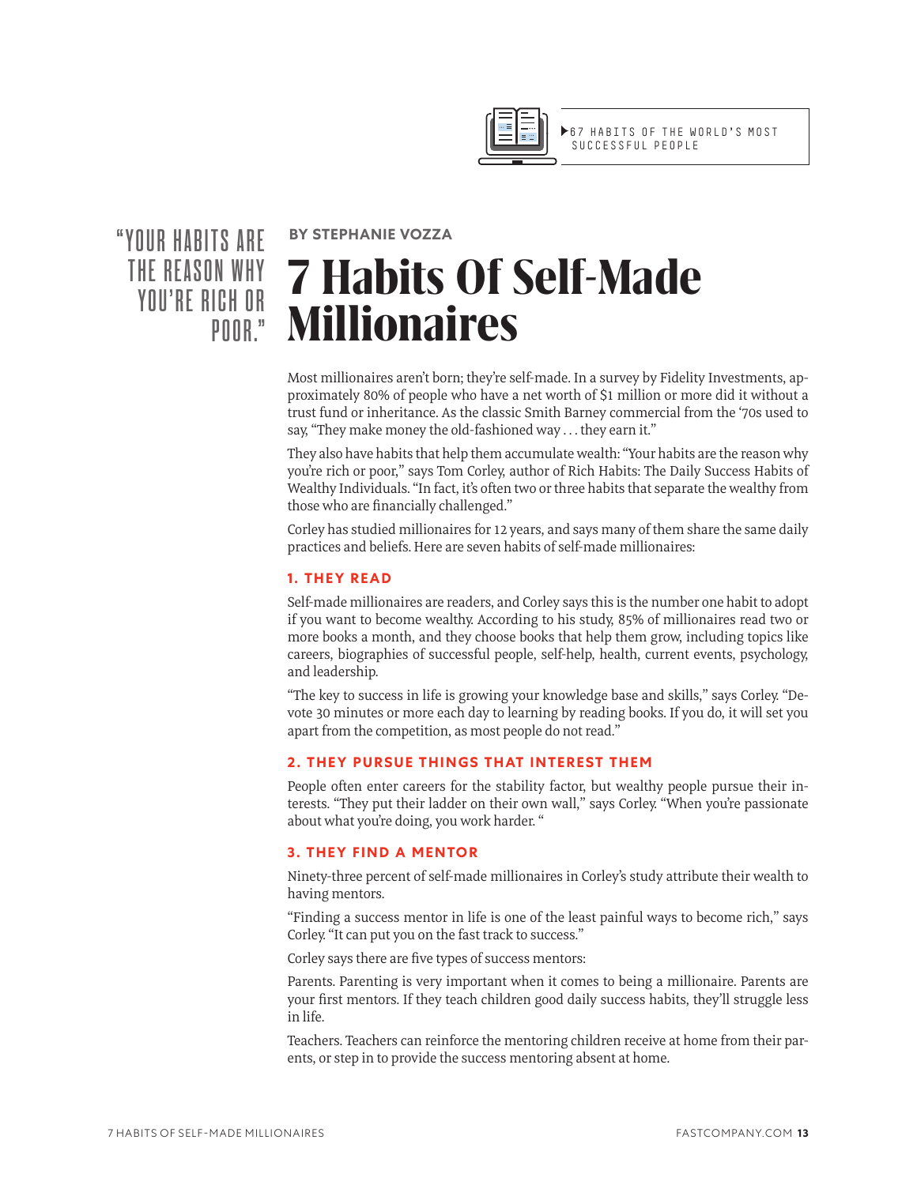"YOUR HABITS ARE THE REASON WHY YOU'RE RICH OR POOR."

**BY STEPHANIE VOZZA**

# 7 Habits Of Self-Made Millionaires

Most millionaires aren't born; they're self-made. In a survey by Fidelity Investments, approximately 80% of people who have a net worth of $1 million or more did it without a trust fund or inheritance. As the classic Smith Barney commercial from the '70s used to say, "They make money the old-fashioned way . . . they earn it."

They also have habits that help them accumulate wealth: "Your habits are the reason why you're rich or poor," says Tom Corley, author of Rich Habits: The Daily Success Habits of Wealthy Individuals. "In fact, it's often two or three habits that separate the wealthy from those who are financially challenged."

Corley has studied millionaires for 12 years, and says many of them share the same daily practices and beliefs. Here are seven habits of self-made millionaires:

### 1. THEY READ

Self-made millionaires are readers, and Corley says this is the number one habit to adopt if you want to become wealthy. According to his study, 85% of millionaires read two or more books a month, and they choose books that help them grow, including topics like careers, biographies of successful people, self-help, health, current events, psychology, and leadership.

"The key to success in life is growing your knowledge base and skills," says Corley. "Devote 30 minutes or more each day to learning by reading books. If you do, it will set you apart from the competition, as most people do not read."

### 2. THEY PURSUE THINGS THAT INTEREST THEM

People often enter careers for the stability factor, but wealthy people pursue their interests. "They put their ladder on their own wall," says Corley. "When you're passionate about what you're doing, you work harder. "

### 3. THEY FIND A MENTOR

Ninety-three percent of self-made millionaires in Corley's study attribute their wealth to having mentors.

"Finding a success mentor in life is one of the least painful ways to become rich," says Corley. "It can put you on the fast track to success."

Corley says there are five types of success mentors:

Parents. Parenting is very important when it comes to being a millionaire. Parents are your first mentors. If they teach children good daily success habits, they'll struggle less in life.

Teachers. Teachers can reinforce the mentoring children receive at home from their parents, or step in to provide the success mentoring absent at home.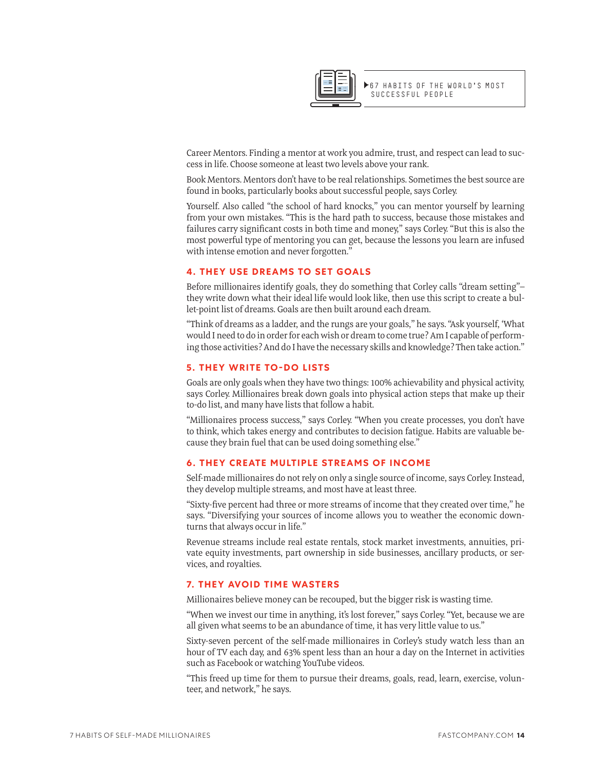▶67 HABITS OF THE WORLD'S MOST SUCCESSFUL PEOPLE

Career Mentors. Finding a mentor at work you admire, trust, and respect can lead to success in life. Choose someone at least two levels above your rank.

Book Mentors. Mentors don't have to be real relationships. Sometimes the best source are found in books, particularly books about successful people, says Corley.

Yourself. Also called "the school of hard knocks," you can mentor yourself by learning from your own mistakes. "This is the hard path to success, because those mistakes and failures carry significant costs in both time and money," says Corley. "But this is also the most powerful type of mentoring you can get, because the lessons you learn are infused with intense emotion and never forgotten."

### 4. THEY USE DREAMS TO SET GOALS

Before millionaires identify goals, they do something that Corley calls "dream setting"–they write down what their ideal life would look like, then use this script to create a bullet-point list of dreams. Goals are then built around each dream.

"Think of dreams as a ladder, and the rungs are your goals," he says. "Ask yourself, 'What would I need to do in order for each wish or dream to come true? Am I capable of performing those activities? And do I have the necessary skills and knowledge? Then take action."

### 5. THEY WRITE TO-DO LISTS

Goals are only goals when they have two things: 100% achievability and physical activity, says Corley. Millionaires break down goals into physical action steps that make up their to-do list, and many have lists that follow a habit.

"Millionaires process success," says Corley. "When you create processes, you don't have to think, which takes energy and contributes to decision fatigue. Habits are valuable because they brain fuel that can be used doing something else."

### 6. THEY CREATE MULTIPLE STREAMS OF INCOME

Self-made millionaires do not rely on only a single source of income, says Corley. Instead, they develop multiple streams, and most have at least three.

"Sixty-five percent had three or more streams of income that they created over time," he says. "Diversifying your sources of income allows you to weather the economic downturns that always occur in life."

Revenue streams include real estate rentals, stock market investments, annuities, private equity investments, part ownership in side businesses, ancillary products, or services, and royalties.

### 7. THEY AVOID TIME WASTERS

Millionaires believe money can be recouped, but the bigger risk is wasting time.

"When we invest our time in anything, it's lost forever," says Corley. "Yet, because we are all given what seems to be an abundance of time, it has very little value to us."

Sixty-seven percent of the self-made millionaires in Corley's study watch less than an hour of TV each day, and 63% spent less than an hour a day on the Internet in activities such as Facebook or watching YouTube videos.

"This freed up time for them to pursue their dreams, goals, read, learn, exercise, volunteer, and network," he says.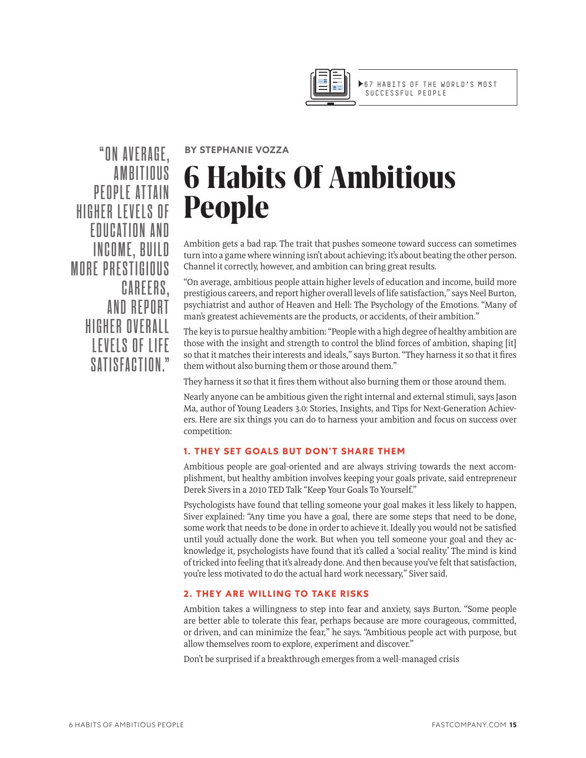BY STEPHANIE VOZZA

# 6 Habits Of Ambitious People

> "ON AVERAGE, AMBITIOUS PEOPLE ATTAIN HIGHER LEVELS OF EDUCATION AND INCOME, BUILD MORE PRESTIGIOUS CAREERS, AND REPORT HIGHER OVERALL LEVELS OF LIFE SATISFACTION."

Ambition gets a bad rap. The trait that pushes someone toward success can sometimes turn into a game where winning isn't about achieving; it's about beating the other person. Channel it correctly, however, and ambition can bring great results.

"On average, ambitious people attain higher levels of education and income, build more prestigious careers, and report higher overall levels of life satisfaction," says Neel Burton, psychiatrist and author of Heaven and Hell: The Psychology of the Emotions. "Many of man's greatest achievements are the products, or accidents, of their ambition."

The key is to pursue healthy ambition: "People with a high degree of healthy ambition are those with the insight and strength to control the blind forces of ambition, shaping [it] so that it matches their interests and ideals," says Burton. "They harness it so that it fires them without also burning them or those around them."

They harness it so that it fires them without also burning them or those around them.

Nearly anyone can be ambitious given the right internal and external stimuli, says Jason Ma, author of Young Leaders 3.0: Stories, Insights, and Tips for Next-Generation Achievers. Here are six things you can do to harness your ambition and focus on success over competition:

### 1. THEY SET GOALS BUT DON'T SHARE THEM

Ambitious people are goal-oriented and are always striving towards the next accomplishment, but healthy ambition involves keeping your goals private, said entrepreneur Derek Sivers in a 2010 TED Talk "Keep Your Goals To Yourself."

Psychologists have found that telling someone your goal makes it less likely to happen, Siver explained: "Any time you have a goal, there are some steps that need to be done, some work that needs to be done in order to achieve it. Ideally you would not be satisfied until you'd actually done the work. But when you tell someone your goal and they acknowledge it, psychologists have found that it's called a 'social reality.' The mind is kind of tricked into feeling that it's already done. And then because you've felt that satisfaction, you're less motivated to do the actual hard work necessary," Siver said.

### 2. THEY ARE WILLING TO TAKE RISKS

Ambition takes a willingness to step into fear and anxiety, says Burton. "Some people are better able to tolerate this fear, perhaps because are more courageous, committed, or driven, and can minimize the fear," he says. "Ambitious people act with purpose, but allow themselves room to explore, experiment and discover."

Don't be surprised if a breakthrough emerges from a well-managed crisis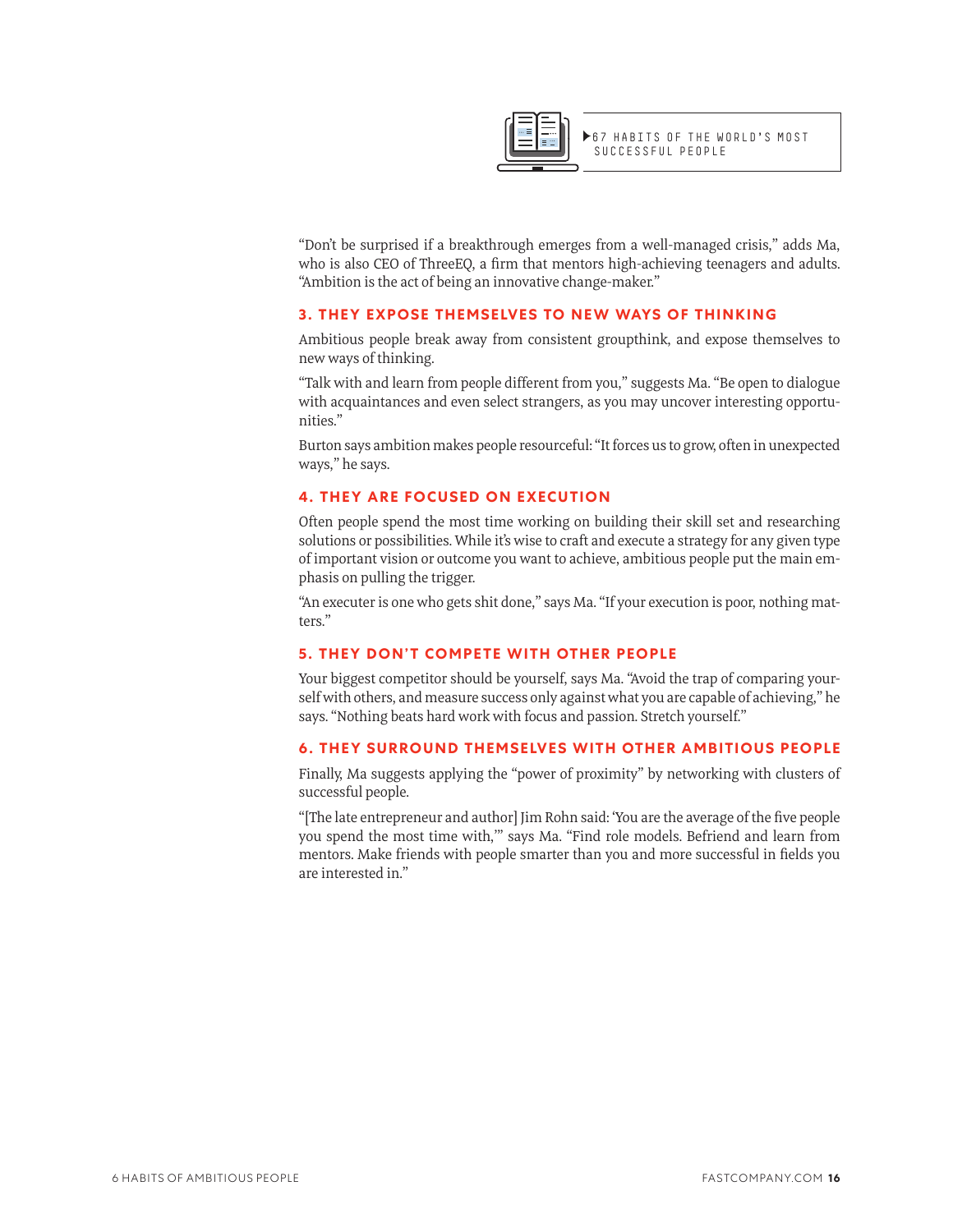"Don't be surprised if a breakthrough emerges from a well-managed crisis," adds Ma, who is also CEO of ThreeEQ, a firm that mentors high-achieving teenagers and adults. "Ambition is the act of being an innovative change-maker."

### 3. THEY EXPOSE THEMSELVES TO NEW WAYS OF THINKING

Ambitious people break away from consistent groupthink, and expose themselves to new ways of thinking.

"Talk with and learn from people different from you," suggests Ma. "Be open to dialogue with acquaintances and even select strangers, as you may uncover interesting opportunities."

Burton says ambition makes people resourceful: "It forces us to grow, often in unexpected ways," he says.

### 4. THEY ARE FOCUSED ON EXECUTION

Often people spend the most time working on building their skill set and researching solutions or possibilities. While it's wise to craft and execute a strategy for any given type of important vision or outcome you want to achieve, ambitious people put the main emphasis on pulling the trigger.

"An executer is one who gets shit done," says Ma. "If your execution is poor, nothing matters."

### 5. THEY DON'T COMPETE WITH OTHER PEOPLE

Your biggest competitor should be yourself, says Ma. "Avoid the trap of comparing yourself with others, and measure success only against what you are capable of achieving," he says. "Nothing beats hard work with focus and passion. Stretch yourself."

### 6. THEY SURROUND THEMSELVES WITH OTHER AMBITIOUS PEOPLE

Finally, Ma suggests applying the "power of proximity" by networking with clusters of successful people.

"[The late entrepreneur and author] Jim Rohn said: 'You are the average of the five people you spend the most time with,'" says Ma. "Find role models. Befriend and learn from mentors. Make friends with people smarter than you and more successful in fields you are interested in."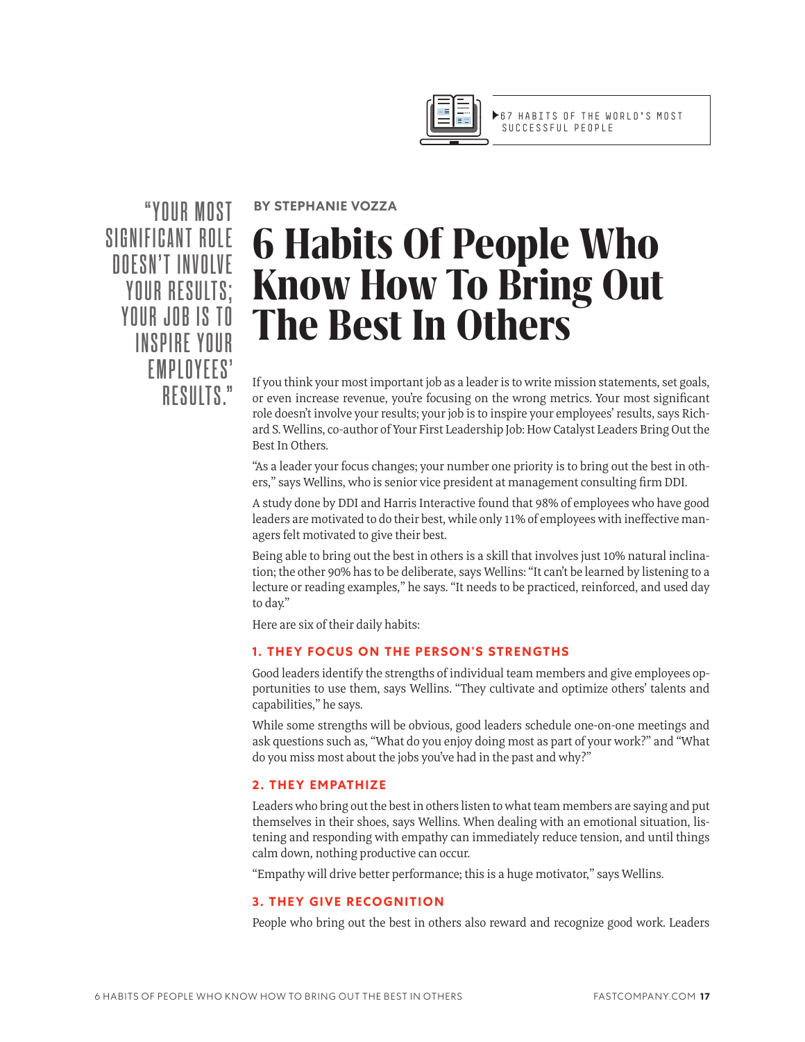BY STEPHANIE VOZZA

# 6 Habits Of People Who Know How To Bring Out The Best In Others

"YOUR MOST SIGNIFICANT ROLE DOESN'T INVOLVE YOUR RESULTS; YOUR JOB IS TO INSPIRE YOUR EMPLOYEES' RESULTS."

If you think your most important job as a leader is to write mission statements, set goals, or even increase revenue, you're focusing on the wrong metrics. Your most significant role doesn't involve your results; your job is to inspire your employees' results, says Richard S. Wellins, co-author of Your First Leadership Job: How Catalyst Leaders Bring Out the Best In Others.

"As a leader your focus changes; your number one priority is to bring out the best in others," says Wellins, who is senior vice president at management consulting firm DDI.

A study done by DDI and Harris Interactive found that 98% of employees who have good leaders are motivated to do their best, while only 11% of employees with ineffective managers felt motivated to give their best.

Being able to bring out the best in others is a skill that involves just 10% natural inclination; the other 90% has to be deliberate, says Wellins: "It can't be learned by listening to a lecture or reading examples," he says. "It needs to be practiced, reinforced, and used day to day."

Here are six of their daily habits:

### 1. THEY FOCUS ON THE PERSON'S STRENGTHS

Good leaders identify the strengths of individual team members and give employees opportunities to use them, says Wellins. "They cultivate and optimize others' talents and capabilities," he says.

While some strengths will be obvious, good leaders schedule one-on-one meetings and ask questions such as, "What do you enjoy doing most as part of your work?" and "What do you miss most about the jobs you've had in the past and why?"

### 2. THEY EMPATHIZE

Leaders who bring out the best in others listen to what team members are saying and put themselves in their shoes, says Wellins. When dealing with an emotional situation, listening and responding with empathy can immediately reduce tension, and until things calm down, nothing productive can occur.

"Empathy will drive better performance; this is a huge motivator," says Wellins.

### 3. THEY GIVE RECOGNITION

People who bring out the best in others also reward and recognize good work. Leaders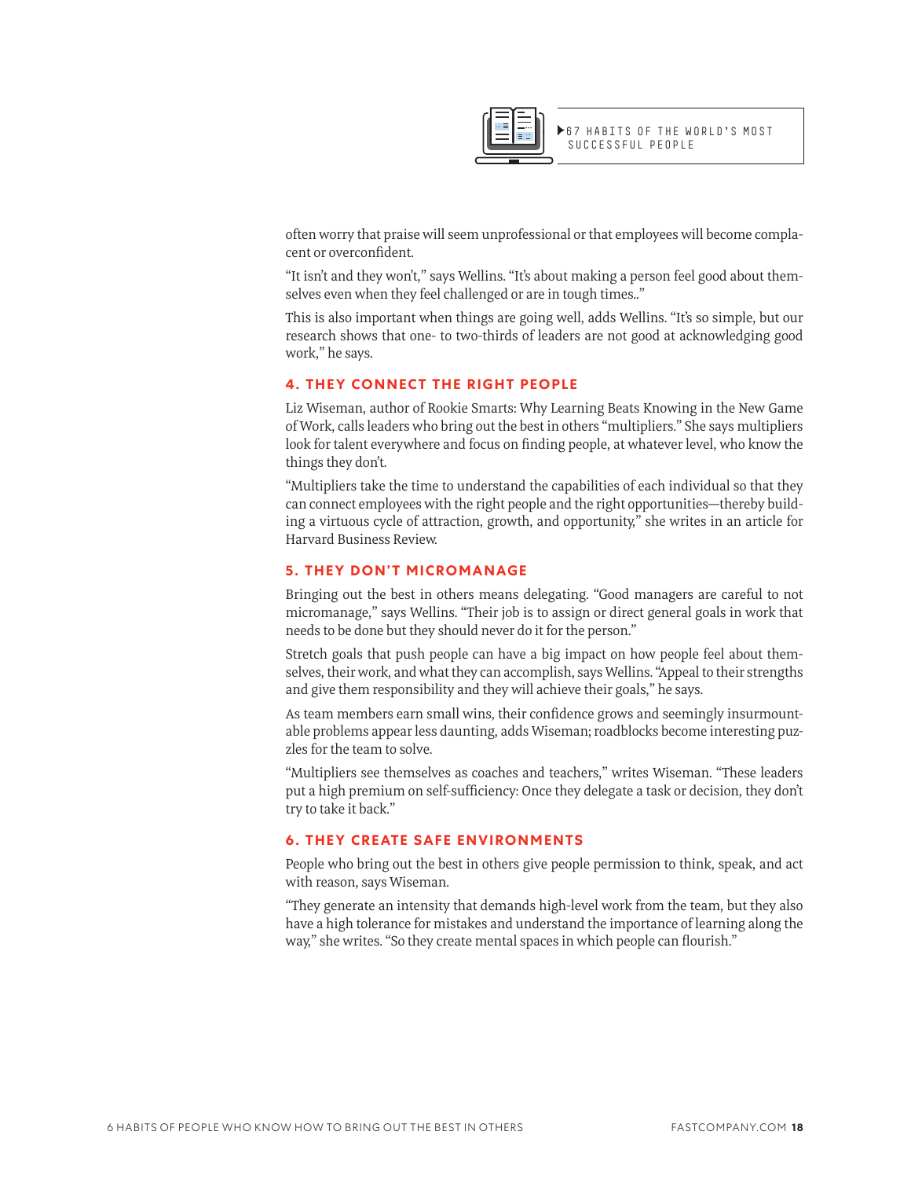often worry that praise will seem unprofessional or that employees will become complacent or overconfident.

"It isn't and they won't," says Wellins. "It's about making a person feel good about themselves even when they feel challenged or are in tough times.."

This is also important when things are going well, adds Wellins. "It's so simple, but our research shows that one- to two-thirds of leaders are not good at acknowledging good work," he says.

### 4. THEY CONNECT THE RIGHT PEOPLE

Liz Wiseman, author of Rookie Smarts: Why Learning Beats Knowing in the New Game of Work, calls leaders who bring out the best in others "multipliers." She says multipliers look for talent everywhere and focus on finding people, at whatever level, who know the things they don't.

"Multipliers take the time to understand the capabilities of each individual so that they can connect employees with the right people and the right opportunities—thereby building a virtuous cycle of attraction, growth, and opportunity," she writes in an article for Harvard Business Review.

### 5. THEY DON'T MICROMANAGE

Bringing out the best in others means delegating. "Good managers are careful to not micromanage," says Wellins. "Their job is to assign or direct general goals in work that needs to be done but they should never do it for the person."

Stretch goals that push people can have a big impact on how people feel about themselves, their work, and what they can accomplish, says Wellins. "Appeal to their strengths and give them responsibility and they will achieve their goals," he says.

As team members earn small wins, their confidence grows and seemingly insurmountable problems appear less daunting, adds Wiseman; roadblocks become interesting puzzles for the team to solve.

"Multipliers see themselves as coaches and teachers," writes Wiseman. "These leaders put a high premium on self-sufficiency: Once they delegate a task or decision, they don't try to take it back."

### 6. THEY CREATE SAFE ENVIRONMENTS

People who bring out the best in others give people permission to think, speak, and act with reason, says Wiseman.

"They generate an intensity that demands high-level work from the team, but they also have a high tolerance for mistakes and understand the importance of learning along the way," she writes. "So they create mental spaces in which people can flourish."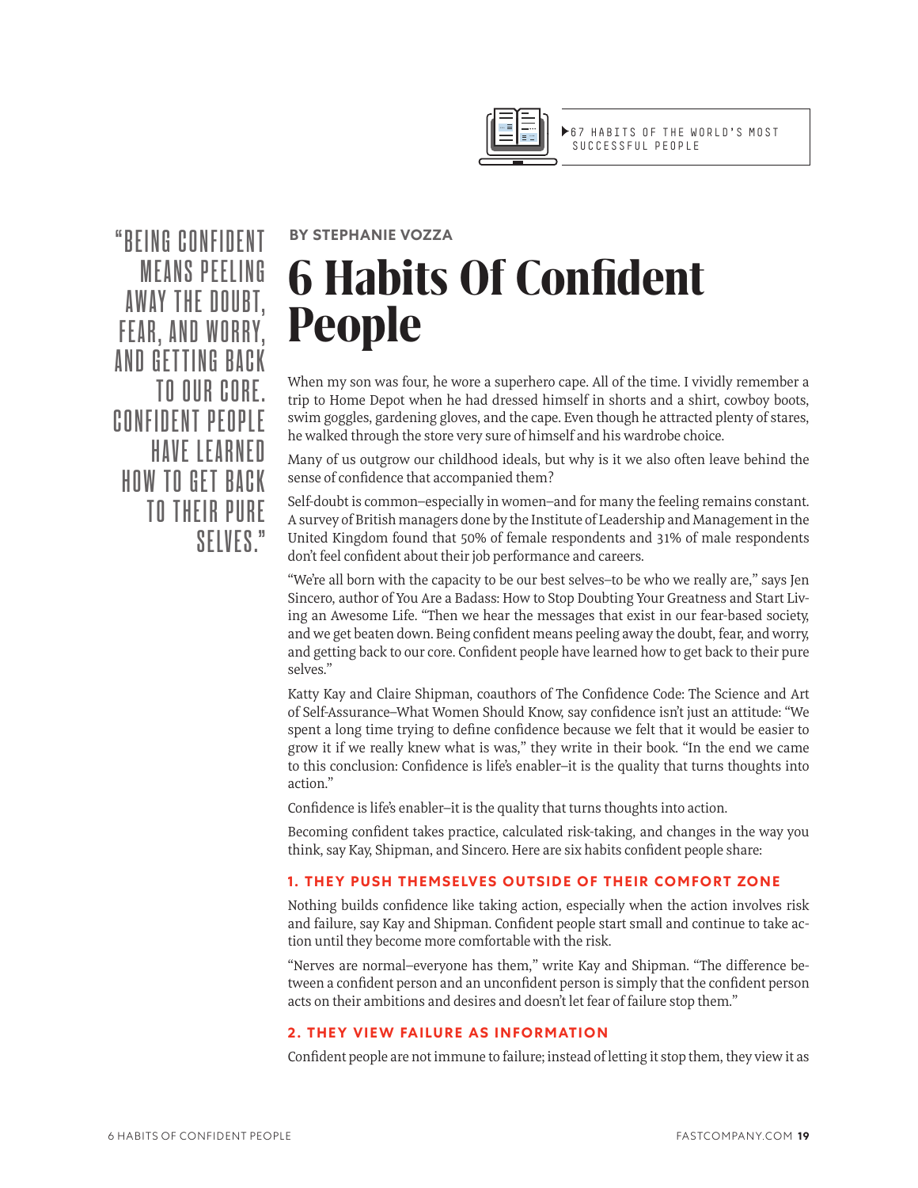▶67 HABITS OF THE WORLD'S MOST SUCCESSFUL PEOPLE

"BEING CONFIDENT MEANS PEELING AWAY THE DOUBT, FEAR, AND WORRY, AND GETTING BACK TO OUR CORE. CONFIDENT PEOPLE HAVE LEARNED HOW TO GET BACK TO THEIR PURE SELVES."

**BY STEPHANIE VOZZA**

# 6 Habits Of Confident People

When my son was four, he wore a superhero cape. All of the time. I vividly remember a trip to Home Depot when he had dressed himself in shorts and a shirt, cowboy boots, swim goggles, gardening gloves, and the cape. Even though he attracted plenty of stares, he walked through the store very sure of himself and his wardrobe choice.

Many of us outgrow our childhood ideals, but why is it we also often leave behind the sense of confidence that accompanied them?

Self-doubt is common–especially in women–and for many the feeling remains constant. A survey of British managers done by the Institute of Leadership and Management in the United Kingdom found that 50% of female respondents and 31% of male respondents don't feel confident about their job performance and careers.

"We're all born with the capacity to be our best selves–to be who we really are," says Jen Sincero, author of You Are a Badass: How to Stop Doubting Your Greatness and Start Living an Awesome Life. "Then we hear the messages that exist in our fear-based society, and we get beaten down. Being confident means peeling away the doubt, fear, and worry, and getting back to our core. Confident people have learned how to get back to their pure selves."

Katty Kay and Claire Shipman, coauthors of The Confidence Code: The Science and Art of Self-Assurance–What Women Should Know, say confidence isn't just an attitude: "We spent a long time trying to define confidence because we felt that it would be easier to grow it if we really knew what is was," they write in their book. "In the end we came to this conclusion: Confidence is life's enabler–it is the quality that turns thoughts into action."

Confidence is life's enabler–it is the quality that turns thoughts into action.

Becoming confident takes practice, calculated risk-taking, and changes in the way you think, say Kay, Shipman, and Sincero. Here are six habits confident people share:

### 1. THEY PUSH THEMSELVES OUTSIDE OF THEIR COMFORT ZONE

Nothing builds confidence like taking action, especially when the action involves risk and failure, say Kay and Shipman. Confident people start small and continue to take action until they become more comfortable with the risk.

"Nerves are normal–everyone has them," write Kay and Shipman. "The difference between a confident person and an unconfident person is simply that the confident person acts on their ambitions and desires and doesn't let fear of failure stop them."

### 2. THEY VIEW FAILURE AS INFORMATION

Confident people are not immune to failure; instead of letting it stop them, they view it as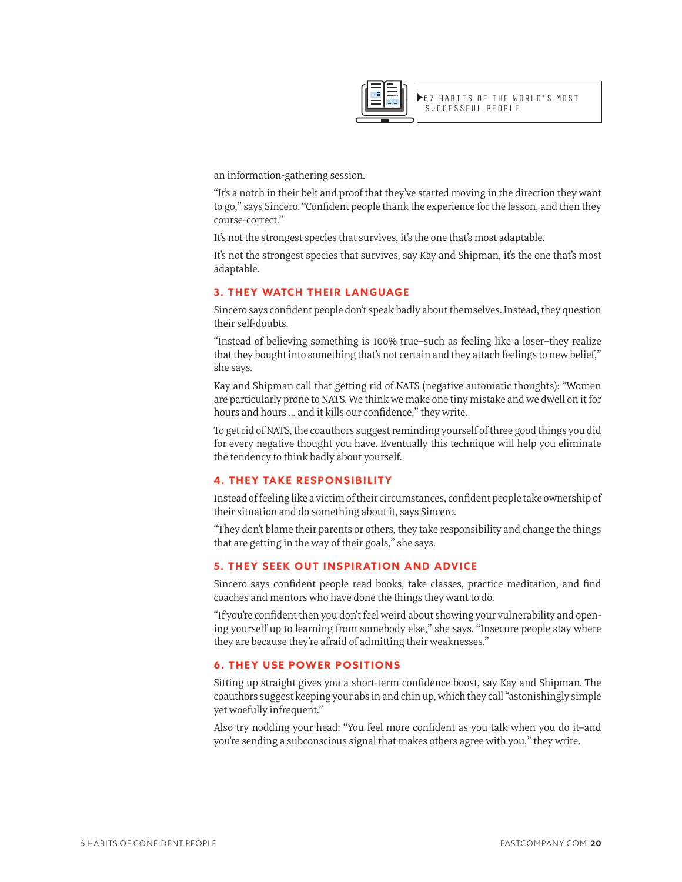an information-gathering session.

"It's a notch in their belt and proof that they've started moving in the direction they want to go," says Sincero. "Confident people thank the experience for the lesson, and then they course-correct."

It's not the strongest species that survives, it's the one that's most adaptable.

It's not the strongest species that survives, say Kay and Shipman, it's the one that's most adaptable.

### 3. THEY WATCH THEIR LANGUAGE

Sincero says confident people don't speak badly about themselves. Instead, they question their self-doubts.

"Instead of believing something is 100% true–such as feeling like a loser–they realize that they bought into something that's not certain and they attach feelings to new belief," she says.

Kay and Shipman call that getting rid of NATS (negative automatic thoughts): "Women are particularly prone to NATS. We think we make one tiny mistake and we dwell on it for hours and hours ... and it kills our confidence," they write.

To get rid of NATS, the coauthors suggest reminding yourself of three good things you did for every negative thought you have. Eventually this technique will help you eliminate the tendency to think badly about yourself.

### 4. THEY TAKE RESPONSIBILITY

Instead of feeling like a victim of their circumstances, confident people take ownership of their situation and do something about it, says Sincero.

"They don't blame their parents or others, they take responsibility and change the things that are getting in the way of their goals," she says.

### 5. THEY SEEK OUT INSPIRATION AND ADVICE

Sincero says confident people read books, take classes, practice meditation, and find coaches and mentors who have done the things they want to do.

"If you're confident then you don't feel weird about showing your vulnerability and opening yourself up to learning from somebody else," she says. "Insecure people stay where they are because they're afraid of admitting their weaknesses."

### 6. THEY USE POWER POSITIONS

Sitting up straight gives you a short-term confidence boost, say Kay and Shipman. The coauthors suggest keeping your abs in and chin up, which they call "astonishingly simple yet woefully infrequent."

Also try nodding your head: "You feel more confident as you talk when you do it–and you're sending a subconscious signal that makes others agree with you," they write.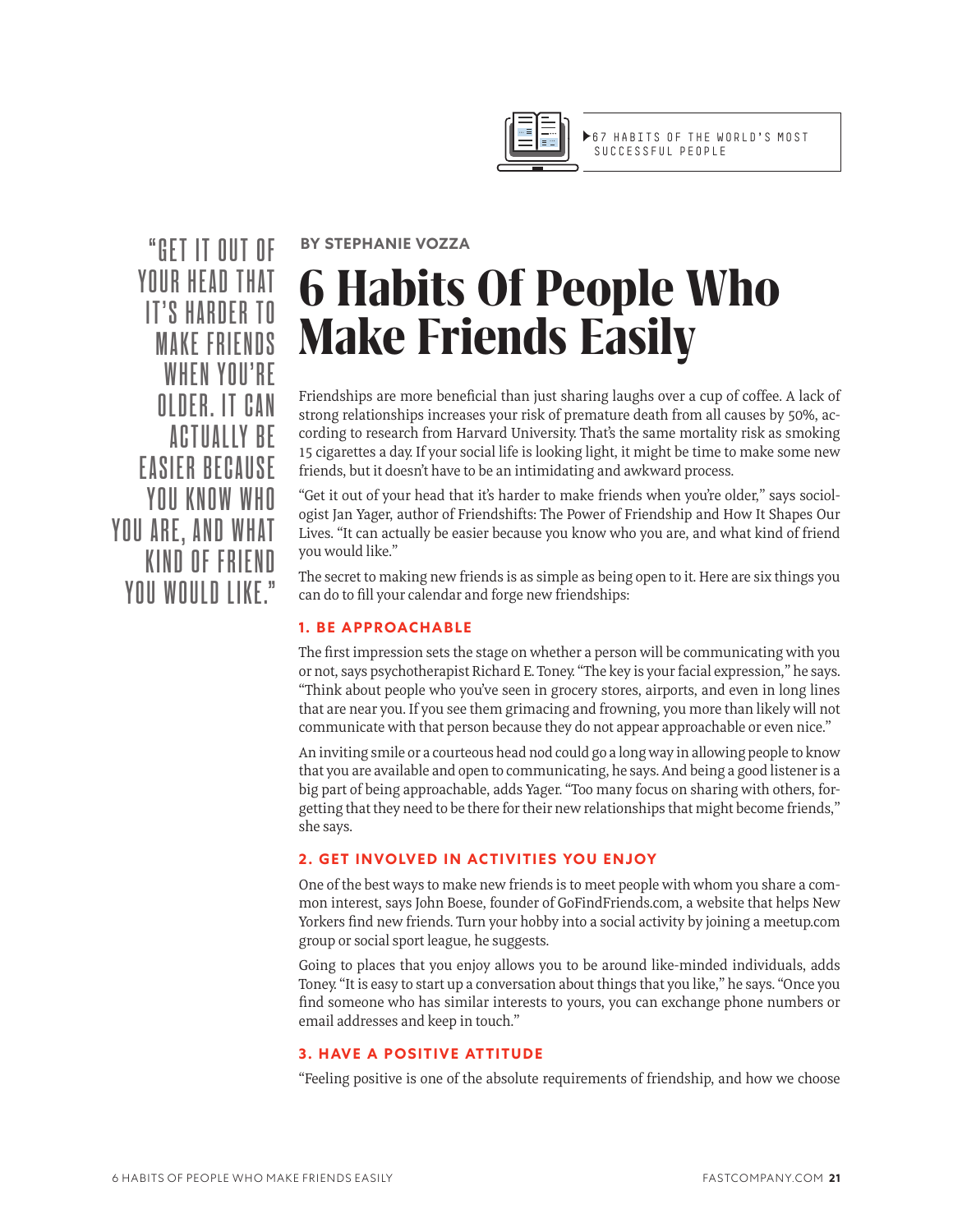BY STEPHANIE VOZZA

# 6 Habits Of People Who Make Friends Easily

"GET IT OUT OF YOUR HEAD THAT IT'S HARDER TO MAKE FRIENDS WHEN YOU'RE OLDER. IT CAN ACTUALLY BE EASIER BECAUSE YOU KNOW WHO YOU ARE, AND WHAT KIND OF FRIEND YOU WOULD LIKE."

Friendships are more beneficial than just sharing laughs over a cup of coffee. A lack of strong relationships increases your risk of premature death from all causes by 50%, according to research from Harvard University. That's the same mortality risk as smoking 15 cigarettes a day. If your social life is looking light, it might be time to make some new friends, but it doesn't have to be an intimidating and awkward process.

"Get it out of your head that it's harder to make friends when you're older," says sociologist Jan Yager, author of Friendshifts: The Power of Friendship and How It Shapes Our Lives. "It can actually be easier because you know who you are, and what kind of friend you would like."

The secret to making new friends is as simple as being open to it. Here are six things you can do to fill your calendar and forge new friendships:

### 1. BE APPROACHABLE

The first impression sets the stage on whether a person will be communicating with you or not, says psychotherapist Richard E. Toney. "The key is your facial expression," he says. "Think about people who you've seen in grocery stores, airports, and even in long lines that are near you. If you see them grimacing and frowning, you more than likely will not communicate with that person because they do not appear approachable or even nice."

An inviting smile or a courteous head nod could go a long way in allowing people to know that you are available and open to communicating, he says. And being a good listener is a big part of being approachable, adds Yager. "Too many focus on sharing with others, forgetting that they need to be there for their new relationships that might become friends," she says.

### 2. GET INVOLVED IN ACTIVITIES YOU ENJOY

One of the best ways to make new friends is to meet people with whom you share a common interest, says John Boese, founder of GoFindFriends.com, a website that helps New Yorkers find new friends. Turn your hobby into a social activity by joining a meetup.com group or social sport league, he suggests.

Going to places that you enjoy allows you to be around like-minded individuals, adds Toney. "It is easy to start up a conversation about things that you like," he says. "Once you find someone who has similar interests to yours, you can exchange phone numbers or email addresses and keep in touch."

### 3. HAVE A POSITIVE ATTITUDE

"Feeling positive is one of the absolute requirements of friendship, and how we choose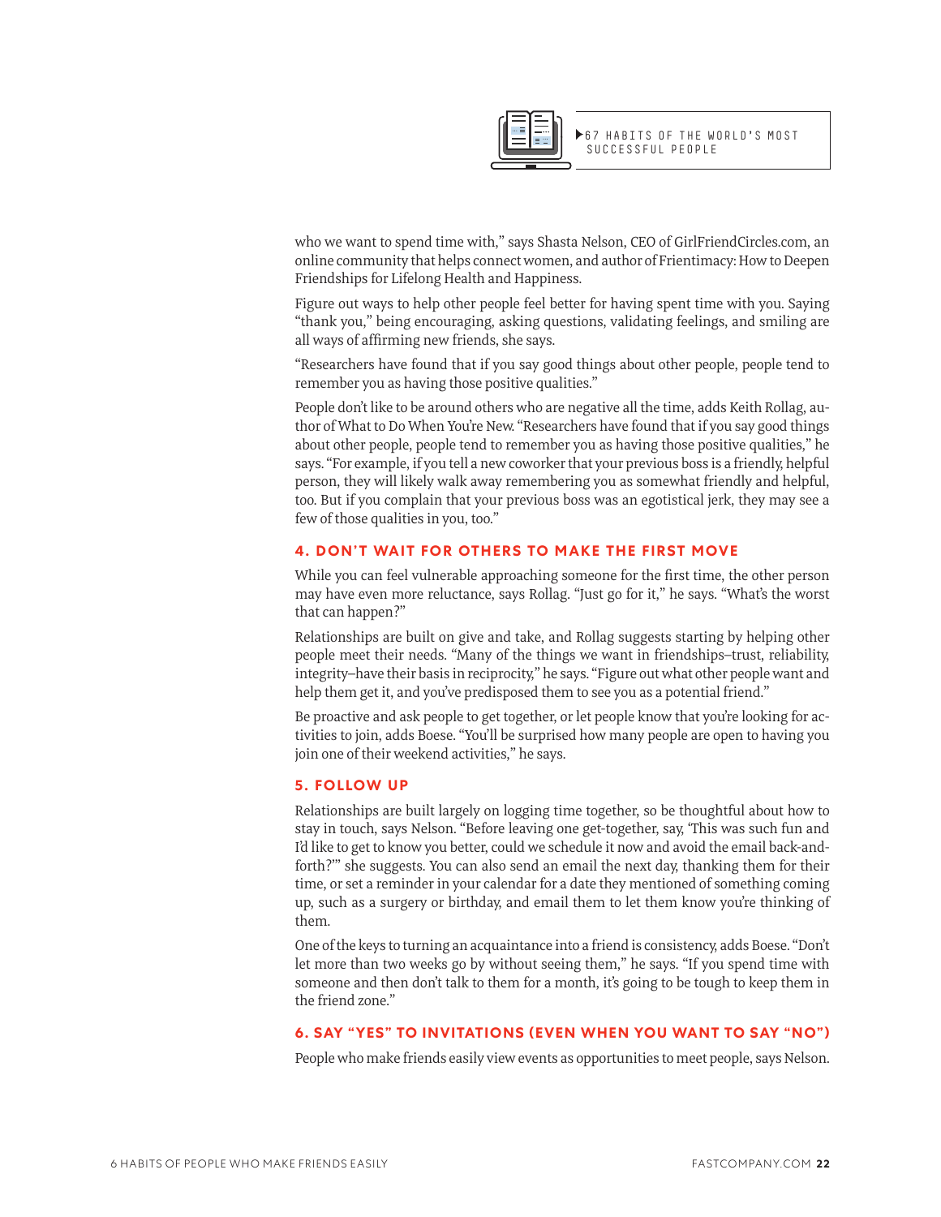who we want to spend time with," says Shasta Nelson, CEO of GirlFriendCircles.com, an online community that helps connect women, and author of Frientimacy: How to Deepen Friendships for Lifelong Health and Happiness.

Figure out ways to help other people feel better for having spent time with you. Saying "thank you," being encouraging, asking questions, validating feelings, and smiling are all ways of affirming new friends, she says.

"Researchers have found that if you say good things about other people, people tend to remember you as having those positive qualities."

People don't like to be around others who are negative all the time, adds Keith Rollag, author of What to Do When You're New. "Researchers have found that if you say good things about other people, people tend to remember you as having those positive qualities," he says. "For example, if you tell a new coworker that your previous boss is a friendly, helpful person, they will likely walk away remembering you as somewhat friendly and helpful, too. But if you complain that your previous boss was an egotistical jerk, they may see a few of those qualities in you, too."

### 4. DON'T WAIT FOR OTHERS TO MAKE THE FIRST MOVE

While you can feel vulnerable approaching someone for the first time, the other person may have even more reluctance, says Rollag. "Just go for it," he says. "What's the worst that can happen?"

Relationships are built on give and take, and Rollag suggests starting by helping other people meet their needs. "Many of the things we want in friendships–trust, reliability, integrity–have their basis in reciprocity," he says. "Figure out what other people want and help them get it, and you've predisposed them to see you as a potential friend."

Be proactive and ask people to get together, or let people know that you're looking for activities to join, adds Boese. "You'll be surprised how many people are open to having you join one of their weekend activities," he says.

### 5. FOLLOW UP

Relationships are built largely on logging time together, so be thoughtful about how to stay in touch, says Nelson. "Before leaving one get-together, say, 'This was such fun and I'd like to get to know you better, could we schedule it now and avoid the email back-and-forth?'" she suggests. You can also send an email the next day, thanking them for their time, or set a reminder in your calendar for a date they mentioned of something coming up, such as a surgery or birthday, and email them to let them know you're thinking of them.

One of the keys to turning an acquaintance into a friend is consistency, adds Boese. "Don't let more than two weeks go by without seeing them," he says. "If you spend time with someone and then don't talk to them for a month, it's going to be tough to keep them in the friend zone."

### 6. SAY "YES" TO INVITATIONS (EVEN WHEN YOU WANT TO SAY "NO")

People who make friends easily view events as opportunities to meet people, says Nelson.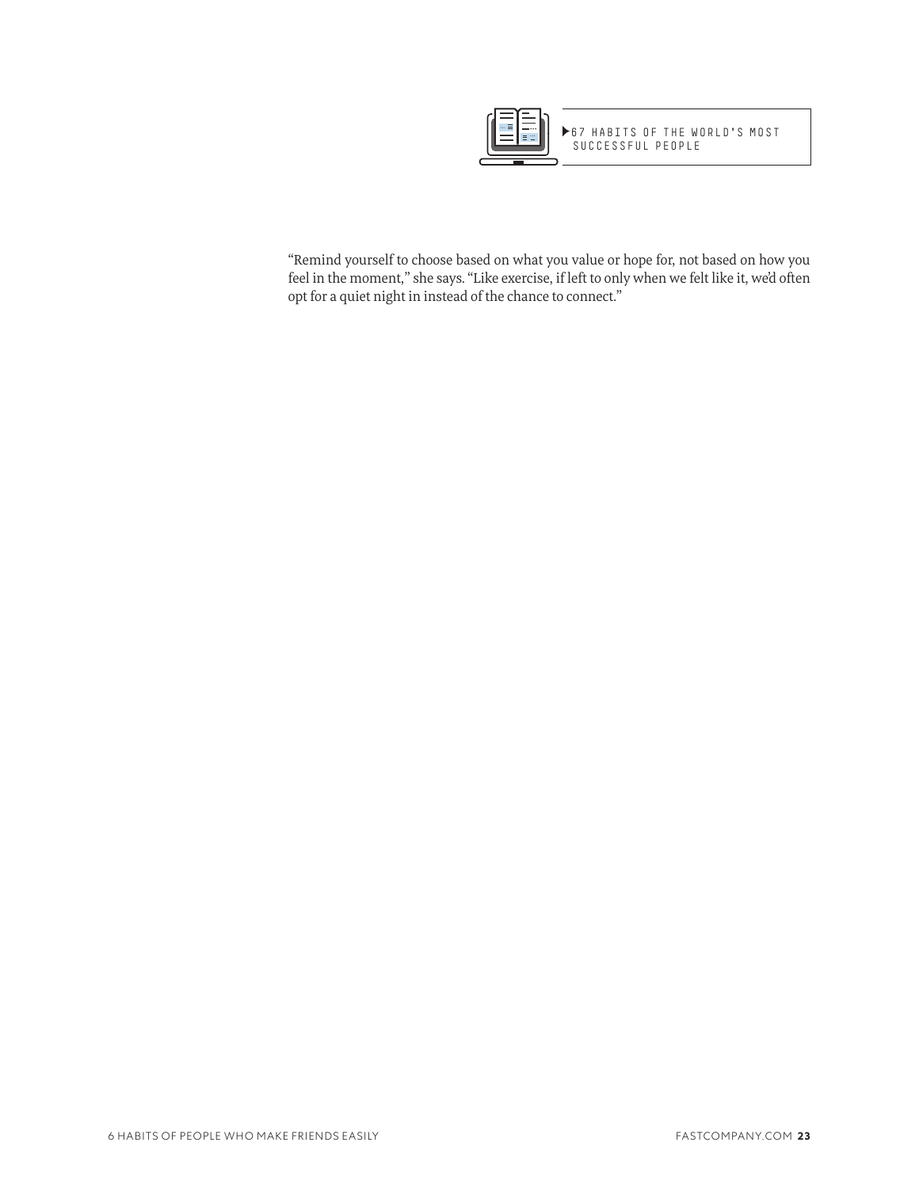▶67 HABITS OF THE WORLD'S MOST SUCCESSFUL PEOPLE

"Remind yourself to choose based on what you value or hope for, not based on how you feel in the moment," she says. "Like exercise, if left to only when we felt like it, we'd often opt for a quiet night in instead of the chance to connect."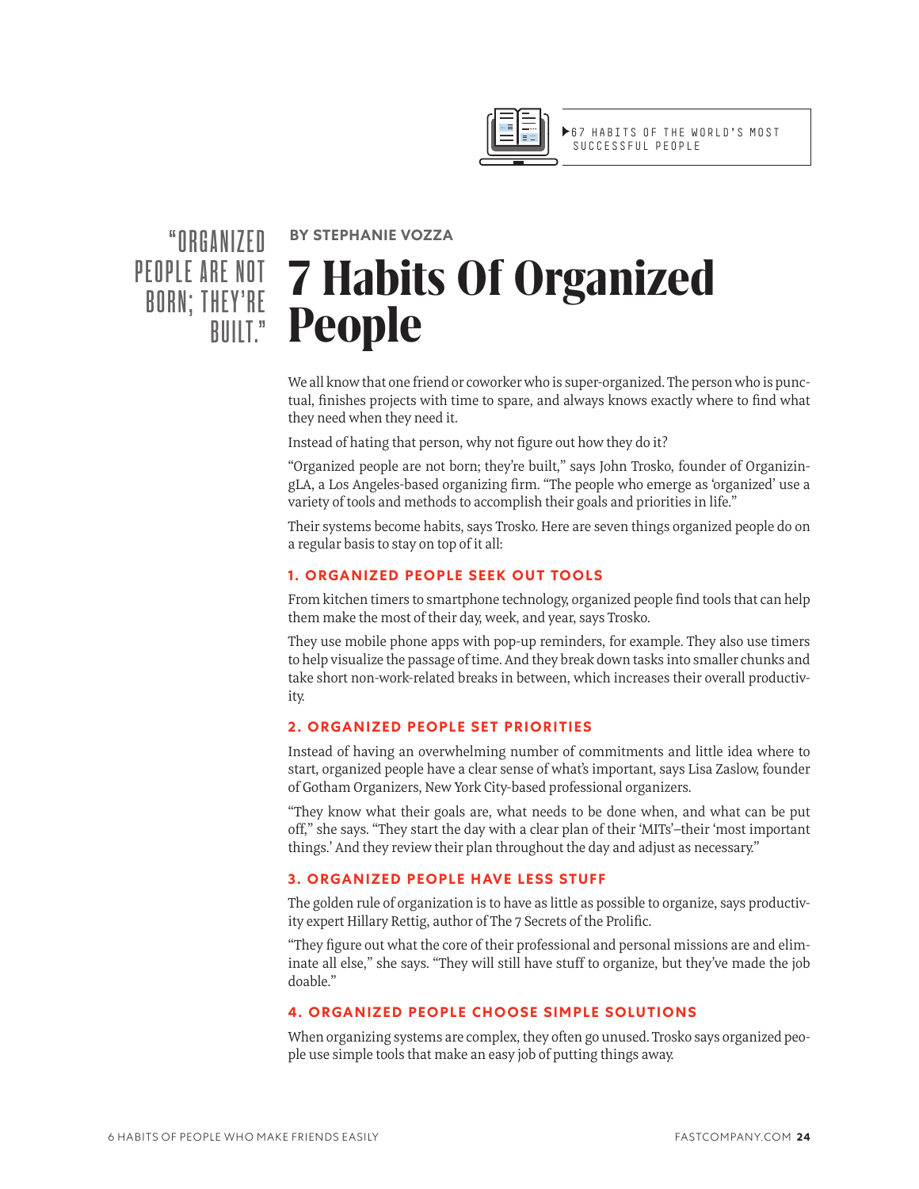"ORGANIZED PEOPLE ARE NOT BORN; THEY'RE BUILT."

**BY STEPHANIE VOZZA**

# 7 Habits Of Organized People

We all know that one friend or coworker who is super-organized. The person who is punctual, finishes projects with time to spare, and always knows exactly where to find what they need when they need it.

Instead of hating that person, why not figure out how they do it?

"Organized people are not born; they're built," says John Trosko, founder of OrganizingLA, a Los Angeles-based organizing firm. "The people who emerge as 'organized' use a variety of tools and methods to accomplish their goals and priorities in life."

Their systems become habits, says Trosko. Here are seven things organized people do on a regular basis to stay on top of it all:

### 1. ORGANIZED PEOPLE SEEK OUT TOOLS

From kitchen timers to smartphone technology, organized people find tools that can help them make the most of their day, week, and year, says Trosko.

They use mobile phone apps with pop-up reminders, for example. They also use timers to help visualize the passage of time. And they break down tasks into smaller chunks and take short non-work-related breaks in between, which increases their overall productivity.

### 2. ORGANIZED PEOPLE SET PRIORITIES

Instead of having an overwhelming number of commitments and little idea where to start, organized people have a clear sense of what's important, says Lisa Zaslow, founder of Gotham Organizers, New York City-based professional organizers.

"They know what their goals are, what needs to be done when, and what can be put off," she says. "They start the day with a clear plan of their 'MITs'–their 'most important things.' And they review their plan throughout the day and adjust as necessary."

### 3. ORGANIZED PEOPLE HAVE LESS STUFF

The golden rule of organization is to have as little as possible to organize, says productivity expert Hillary Rettig, author of The 7 Secrets of the Prolific.

"They figure out what the core of their professional and personal missions are and eliminate all else," she says. "They will still have stuff to organize, but they've made the job doable."

### 4. ORGANIZED PEOPLE CHOOSE SIMPLE SOLUTIONS

When organizing systems are complex, they often go unused. Trosko says organized people use simple tools that make an easy job of putting things away.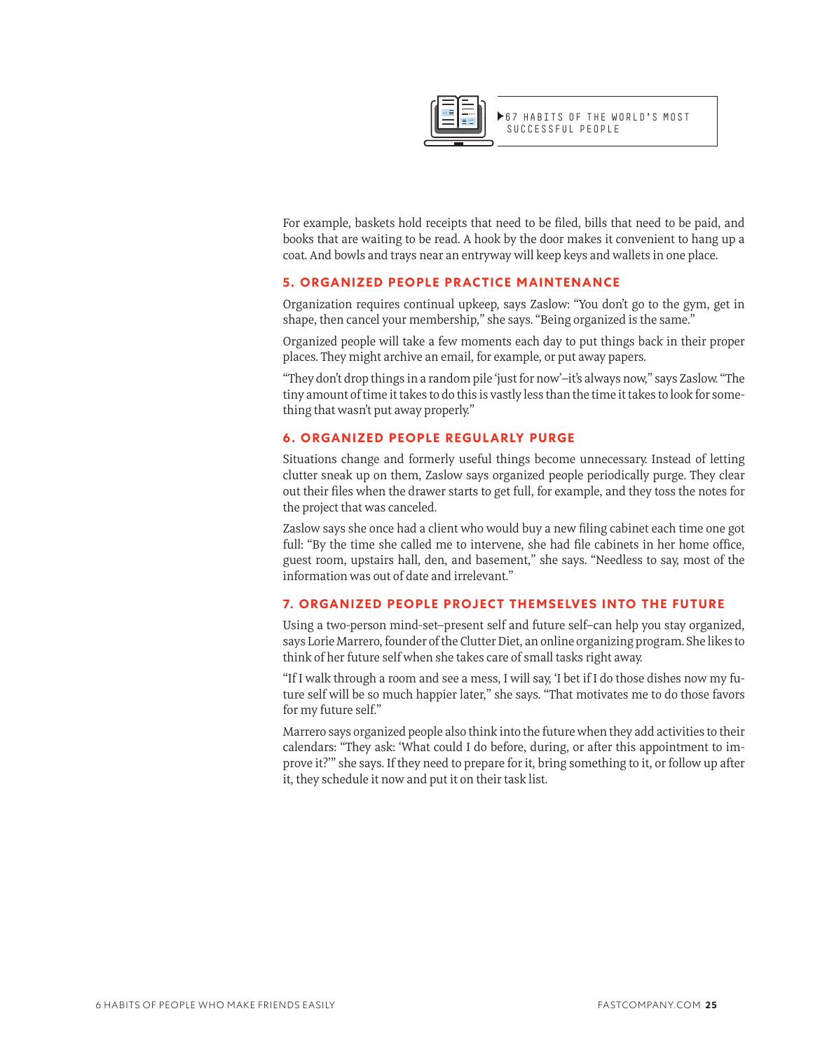For example, baskets hold receipts that need to be filed, bills that need to be paid, and books that are waiting to be read. A hook by the door makes it convenient to hang up a coat. And bowls and trays near an entryway will keep keys and wallets in one place.

### 5. ORGANIZED PEOPLE PRACTICE MAINTENANCE

Organization requires continual upkeep, says Zaslow: "You don't go to the gym, get in shape, then cancel your membership," she says. "Being organized is the same."

Organized people will take a few moments each day to put things back in their proper places. They might archive an email, for example, or put away papers.

"They don't drop things in a random pile 'just for now'–it's always now," says Zaslow. "The tiny amount of time it takes to do this is vastly less than the time it takes to look for something that wasn't put away properly."

### 6. ORGANIZED PEOPLE REGULARLY PURGE

Situations change and formerly useful things become unnecessary. Instead of letting clutter sneak up on them, Zaslow says organized people periodically purge. They clear out their files when the drawer starts to get full, for example, and they toss the notes for the project that was canceled.

Zaslow says she once had a client who would buy a new filing cabinet each time one got full: "By the time she called me to intervene, she had file cabinets in her home office, guest room, upstairs hall, den, and basement," she says. "Needless to say, most of the information was out of date and irrelevant."

### 7. ORGANIZED PEOPLE PROJECT THEMSELVES INTO THE FUTURE

Using a two-person mind-set–present self and future self–can help you stay organized, says Lorie Marrero, founder of the Clutter Diet, an online organizing program. She likes to think of her future self when she takes care of small tasks right away.

"If I walk through a room and see a mess, I will say, 'I bet if I do those dishes now my future self will be so much happier later," she says. "That motivates me to do those favors for my future self."

Marrero says organized people also think into the future when they add activities to their calendars: "They ask: 'What could I do before, during, or after this appointment to improve it?'" she says. If they need to prepare for it, bring something to it, or follow up after it, they schedule it now and put it on their task list.